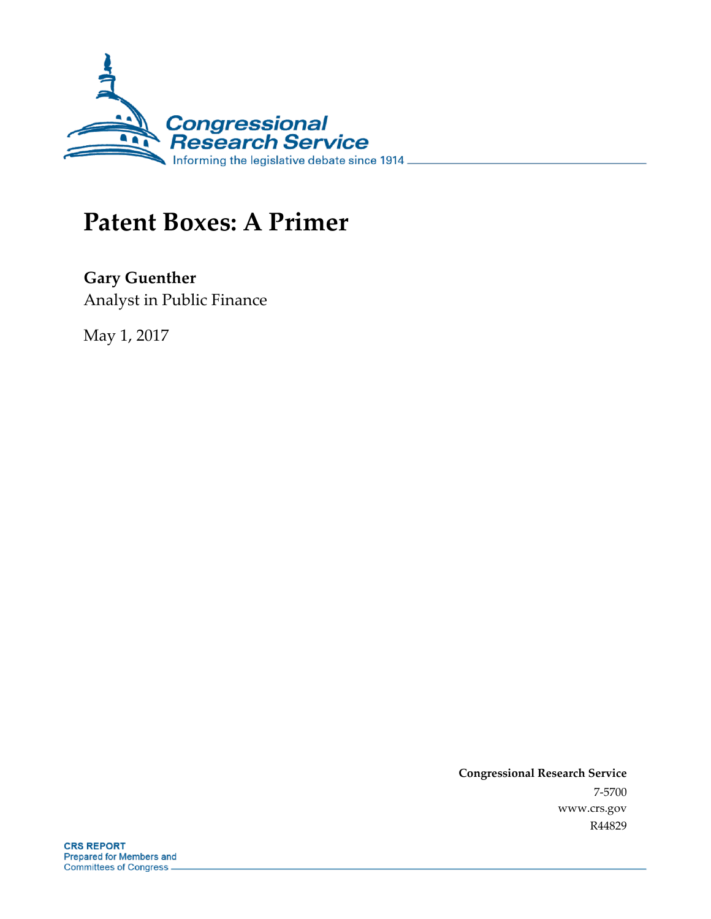# Patent Boxes: A Primer

**Gary Guenther**
Analyst in Public Finance

May 1, 2017

**Congressional Research Service**
7-5700
www.crs.gov
R44829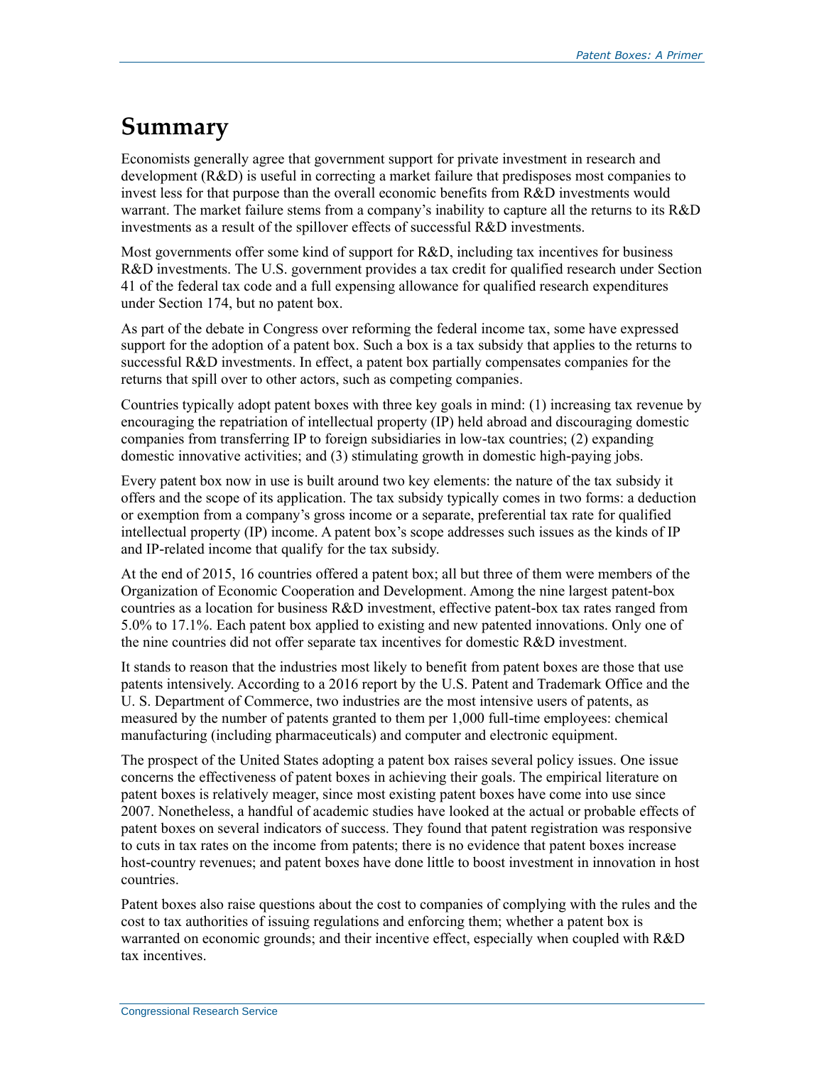# Summary

Economists generally agree that government support for private investment in research and development (R&D) is useful in correcting a market failure that predisposes most companies to invest less for that purpose than the overall economic benefits from R&D investments would warrant. The market failure stems from a company's inability to capture all the returns to its R&D investments as a result of the spillover effects of successful R&D investments.

Most governments offer some kind of support for R&D, including tax incentives for business R&D investments. The U.S. government provides a tax credit for qualified research under Section 41 of the federal tax code and a full expensing allowance for qualified research expenditures under Section 174, but no patent box.

As part of the debate in Congress over reforming the federal income tax, some have expressed support for the adoption of a patent box. Such a box is a tax subsidy that applies to the returns to successful R&D investments. In effect, a patent box partially compensates companies for the returns that spill over to other actors, such as competing companies.

Countries typically adopt patent boxes with three key goals in mind: (1) increasing tax revenue by encouraging the repatriation of intellectual property (IP) held abroad and discouraging domestic companies from transferring IP to foreign subsidiaries in low-tax countries; (2) expanding domestic innovative activities; and (3) stimulating growth in domestic high-paying jobs.

Every patent box now in use is built around two key elements: the nature of the tax subsidy it offers and the scope of its application. The tax subsidy typically comes in two forms: a deduction or exemption from a company's gross income or a separate, preferential tax rate for qualified intellectual property (IP) income. A patent box's scope addresses such issues as the kinds of IP and IP-related income that qualify for the tax subsidy.

At the end of 2015, 16 countries offered a patent box; all but three of them were members of the Organization of Economic Cooperation and Development. Among the nine largest patent-box countries as a location for business R&D investment, effective patent-box tax rates ranged from 5.0% to 17.1%. Each patent box applied to existing and new patented innovations. Only one of the nine countries did not offer separate tax incentives for domestic R&D investment.

It stands to reason that the industries most likely to benefit from patent boxes are those that use patents intensively. According to a 2016 report by the U.S. Patent and Trademark Office and the U. S. Department of Commerce, two industries are the most intensive users of patents, as measured by the number of patents granted to them per 1,000 full-time employees: chemical manufacturing (including pharmaceuticals) and computer and electronic equipment.

The prospect of the United States adopting a patent box raises several policy issues. One issue concerns the effectiveness of patent boxes in achieving their goals. The empirical literature on patent boxes is relatively meager, since most existing patent boxes have come into use since 2007. Nonetheless, a handful of academic studies have looked at the actual or probable effects of patent boxes on several indicators of success. They found that patent registration was responsive to cuts in tax rates on the income from patents; there is no evidence that patent boxes increase host-country revenues; and patent boxes have done little to boost investment in innovation in host countries.

Patent boxes also raise questions about the cost to companies of complying with the rules and the cost to tax authorities of issuing regulations and enforcing them; whether a patent box is warranted on economic grounds; and their incentive effect, especially when coupled with R&D tax incentives.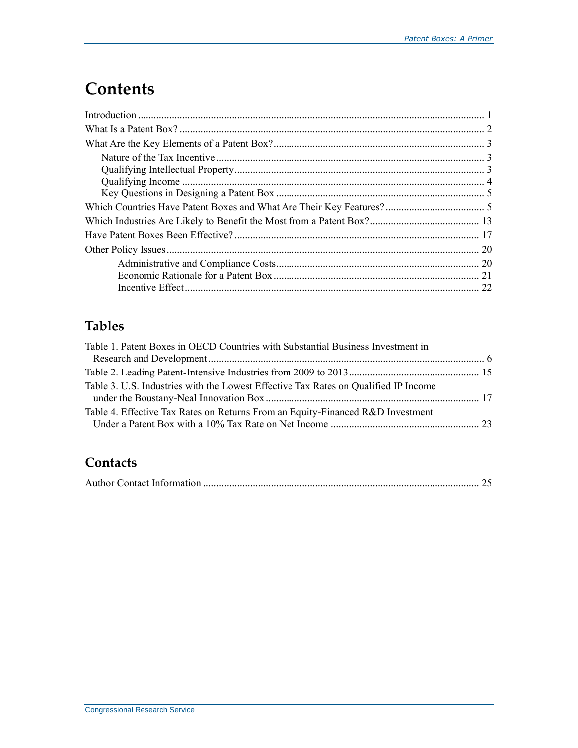# Contents

Introduction .................................................................................................................... 1

What Is a Patent Box? ..................................................................................................... 2

What Are the Key Elements of a Patent Box? ................................................................ 3

- Nature of the Tax Incentive ...................................................................................... 3
- Qualifying Intellectual Property ............................................................................... 3
- Qualifying Income ................................................................................................... 4
- Key Questions in Designing a Patent Box ................................................................ 5

Which Countries Have Patent Boxes and What Are Their Key Features? ...................... 5

Which Industries Are Likely to Benefit the Most from a Patent Box? .......................... 13

Have Patent Boxes Been Effective? ............................................................................. 17

Other Policy Issues ....................................................................................................... 20

- Administrative and Compliance Costs ............................................................. 20
- Economic Rationale for a Patent Box .............................................................. 21
- Incentive Effect ................................................................................................ 22

## Tables

Table 1. Patent Boxes in OECD Countries with Substantial Business Investment in Research and Development ......................................................................................... 6

Table 2. Leading Patent-Intensive Industries from 2009 to 2013 ................................. 15

Table 3. U.S. Industries with the Lowest Effective Tax Rates on Qualified IP Income under the Boustany-Neal Innovation Box ................................................................. 17

Table 4. Effective Tax Rates on Returns From an Equity-Financed R&D Investment Under a Patent Box with a 10% Tax Rate on Net Income ........................................ 23

## Contacts

Author Contact Information ........................................................................................ 25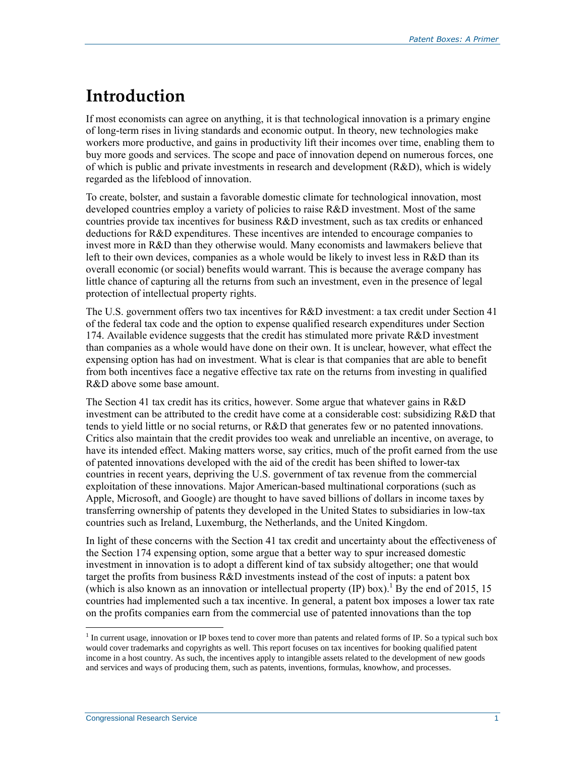# Introduction

If most economists can agree on anything, it is that technological innovation is a primary engine of long-term rises in living standards and economic output. In theory, new technologies make workers more productive, and gains in productivity lift their incomes over time, enabling them to buy more goods and services. The scope and pace of innovation depend on numerous forces, one of which is public and private investments in research and development (R&D), which is widely regarded as the lifeblood of innovation.

To create, bolster, and sustain a favorable domestic climate for technological innovation, most developed countries employ a variety of policies to raise R&D investment. Most of the same countries provide tax incentives for business R&D investment, such as tax credits or enhanced deductions for R&D expenditures. These incentives are intended to encourage companies to invest more in R&D than they otherwise would. Many economists and lawmakers believe that left to their own devices, companies as a whole would be likely to invest less in R&D than its overall economic (or social) benefits would warrant. This is because the average company has little chance of capturing all the returns from such an investment, even in the presence of legal protection of intellectual property rights.

The U.S. government offers two tax incentives for R&D investment: a tax credit under Section 41 of the federal tax code and the option to expense qualified research expenditures under Section 174. Available evidence suggests that the credit has stimulated more private R&D investment than companies as a whole would have done on their own. It is unclear, however, what effect the expensing option has had on investment. What is clear is that companies that are able to benefit from both incentives face a negative effective tax rate on the returns from investing in qualified R&D above some base amount.

The Section 41 tax credit has its critics, however. Some argue that whatever gains in R&D investment can be attributed to the credit have come at a considerable cost: subsidizing R&D that tends to yield little or no social returns, or R&D that generates few or no patented innovations. Critics also maintain that the credit provides too weak and unreliable an incentive, on average, to have its intended effect. Making matters worse, say critics, much of the profit earned from the use of patented innovations developed with the aid of the credit has been shifted to lower-tax countries in recent years, depriving the U.S. government of tax revenue from the commercial exploitation of these innovations. Major American-based multinational corporations (such as Apple, Microsoft, and Google) are thought to have saved billions of dollars in income taxes by transferring ownership of patents they developed in the United States to subsidiaries in low-tax countries such as Ireland, Luxemburg, the Netherlands, and the United Kingdom.

In light of these concerns with the Section 41 tax credit and uncertainty about the effectiveness of the Section 174 expensing option, some argue that a better way to spur increased domestic investment in innovation is to adopt a different kind of tax subsidy altogether; one that would target the profits from business R&D investments instead of the cost of inputs: a patent box (which is also known as an innovation or intellectual property (IP) box).[1] By the end of 2015, 15 countries had implemented such a tax incentive. In general, a patent box imposes a lower tax rate on the profits companies earn from the commercial use of patented innovations than the top

[1] In current usage, innovation or IP boxes tend to cover more than patents and related forms of IP. So a typical such box would cover trademarks and copyrights as well. This report focuses on tax incentives for booking qualified patent income in a host country. As such, the incentives apply to intangible assets related to the development of new goods and services and ways of producing them, such as patents, inventions, formulas, knowhow, and processes.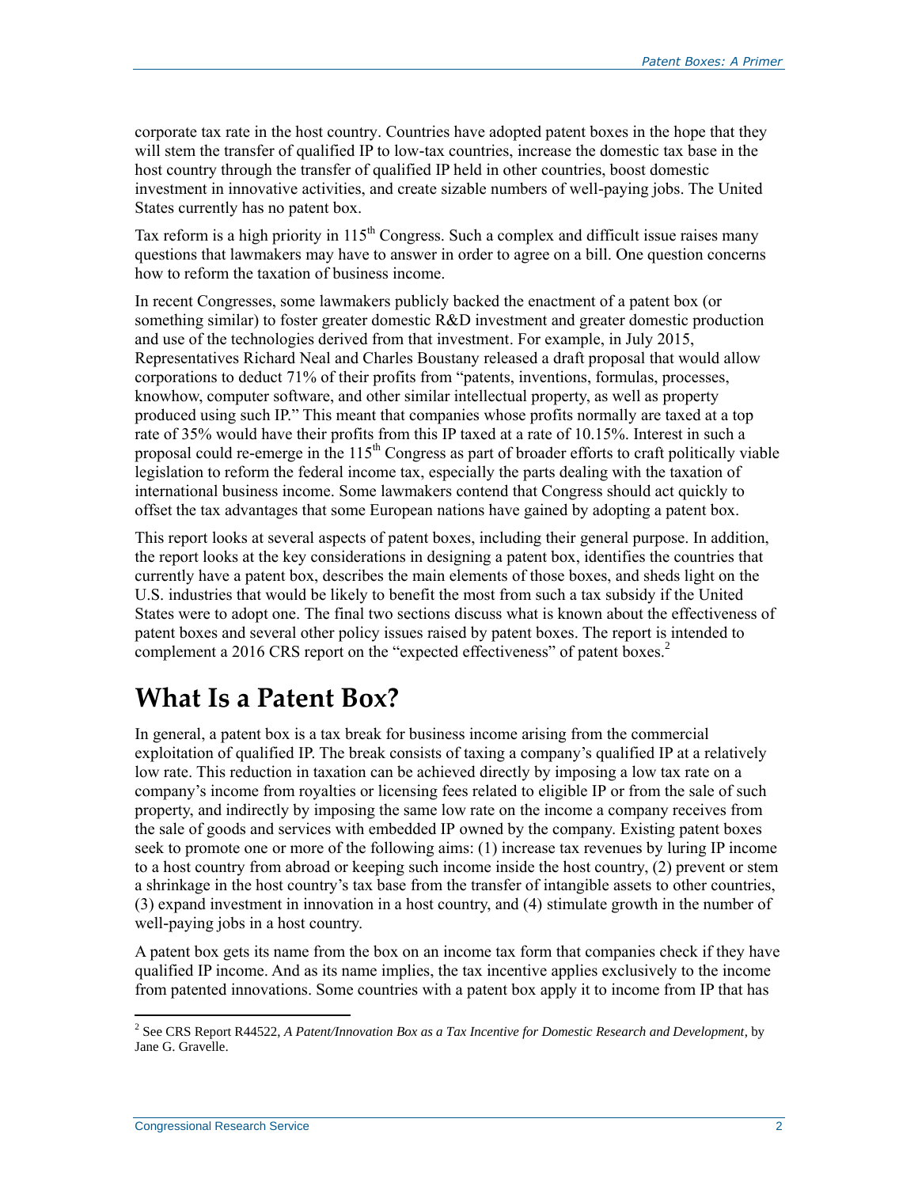corporate tax rate in the host country. Countries have adopted patent boxes in the hope that they will stem the transfer of qualified IP to low-tax countries, increase the domestic tax base in the host country through the transfer of qualified IP held in other countries, boost domestic investment in innovative activities, and create sizable numbers of well-paying jobs. The United States currently has no patent box.

Tax reform is a high priority in 115th Congress. Such a complex and difficult issue raises many questions that lawmakers may have to answer in order to agree on a bill. One question concerns how to reform the taxation of business income.

In recent Congresses, some lawmakers publicly backed the enactment of a patent box (or something similar) to foster greater domestic R&D investment and greater domestic production and use of the technologies derived from that investment. For example, in July 2015, Representatives Richard Neal and Charles Boustany released a draft proposal that would allow corporations to deduct 71% of their profits from "patents, inventions, formulas, processes, knowhow, computer software, and other similar intellectual property, as well as property produced using such IP." This meant that companies whose profits normally are taxed at a top rate of 35% would have their profits from this IP taxed at a rate of 10.15%. Interest in such a proposal could re-emerge in the 115th Congress as part of broader efforts to craft politically viable legislation to reform the federal income tax, especially the parts dealing with the taxation of international business income. Some lawmakers contend that Congress should act quickly to offset the tax advantages that some European nations have gained by adopting a patent box.

This report looks at several aspects of patent boxes, including their general purpose. In addition, the report looks at the key considerations in designing a patent box, identifies the countries that currently have a patent box, describes the main elements of those boxes, and sheds light on the U.S. industries that would be likely to benefit the most from such a tax subsidy if the United States were to adopt one. The final two sections discuss what is known about the effectiveness of patent boxes and several other policy issues raised by patent boxes. The report is intended to complement a 2016 CRS report on the "expected effectiveness" of patent boxes.[2]

# What Is a Patent Box?

In general, a patent box is a tax break for business income arising from the commercial exploitation of qualified IP. The break consists of taxing a company's qualified IP at a relatively low rate. This reduction in taxation can be achieved directly by imposing a low tax rate on a company's income from royalties or licensing fees related to eligible IP or from the sale of such property, and indirectly by imposing the same low rate on the income a company receives from the sale of goods and services with embedded IP owned by the company. Existing patent boxes seek to promote one or more of the following aims: (1) increase tax revenues by luring IP income to a host country from abroad or keeping such income inside the host country, (2) prevent or stem a shrinkage in the host country's tax base from the transfer of intangible assets to other countries, (3) expand investment in innovation in a host country, and (4) stimulate growth in the number of well-paying jobs in a host country.

A patent box gets its name from the box on an income tax form that companies check if they have qualified IP income. And as its name implies, the tax incentive applies exclusively to the income from patented innovations. Some countries with a patent box apply it to income from IP that has

[2] See CRS Report R44522, *A Patent/Innovation Box as a Tax Incentive for Domestic Research and Development*, by Jane G. Gravelle.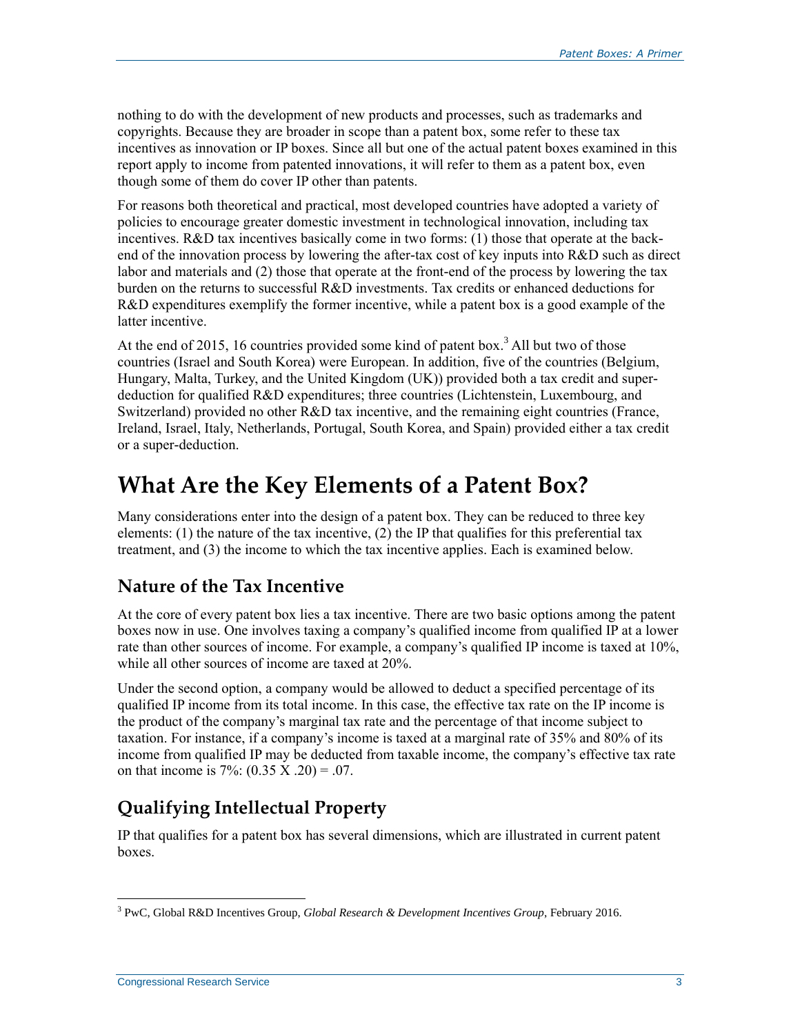nothing to do with the development of new products and processes, such as trademarks and copyrights. Because they are broader in scope than a patent box, some refer to these tax incentives as innovation or IP boxes. Since all but one of the actual patent boxes examined in this report apply to income from patented innovations, it will refer to them as a patent box, even though some of them do cover IP other than patents.

For reasons both theoretical and practical, most developed countries have adopted a variety of policies to encourage greater domestic investment in technological innovation, including tax incentives. R&D tax incentives basically come in two forms: (1) those that operate at the back-end of the innovation process by lowering the after-tax cost of key inputs into R&D such as direct labor and materials and (2) those that operate at the front-end of the process by lowering the tax burden on the returns to successful R&D investments. Tax credits or enhanced deductions for R&D expenditures exemplify the former incentive, while a patent box is a good example of the latter incentive.

At the end of 2015, 16 countries provided some kind of patent box.[3] All but two of those countries (Israel and South Korea) were European. In addition, five of the countries (Belgium, Hungary, Malta, Turkey, and the United Kingdom (UK)) provided both a tax credit and super-deduction for qualified R&D expenditures; three countries (Lichtenstein, Luxembourg, and Switzerland) provided no other R&D tax incentive, and the remaining eight countries (France, Ireland, Israel, Italy, Netherlands, Portugal, South Korea, and Spain) provided either a tax credit or a super-deduction.

# What Are the Key Elements of a Patent Box?

Many considerations enter into the design of a patent box. They can be reduced to three key elements: (1) the nature of the tax incentive, (2) the IP that qualifies for this preferential tax treatment, and (3) the income to which the tax incentive applies. Each is examined below.

## Nature of the Tax Incentive

At the core of every patent box lies a tax incentive. There are two basic options among the patent boxes now in use. One involves taxing a company's qualified income from qualified IP at a lower rate than other sources of income. For example, a company's qualified IP income is taxed at 10%, while all other sources of income are taxed at 20%.

Under the second option, a company would be allowed to deduct a specified percentage of its qualified IP income from its total income. In this case, the effective tax rate on the IP income is the product of the company's marginal tax rate and the percentage of that income subject to taxation. For instance, if a company's income is taxed at a marginal rate of 35% and 80% of its income from qualified IP may be deducted from taxable income, the company's effective tax rate on that income is 7%: $(0.35 \times .20) = .07$.

## Qualifying Intellectual Property

IP that qualifies for a patent box has several dimensions, which are illustrated in current patent boxes.

---

[3] PwC, Global R&D Incentives Group, *Global Research & Development Incentives Group*, February 2016.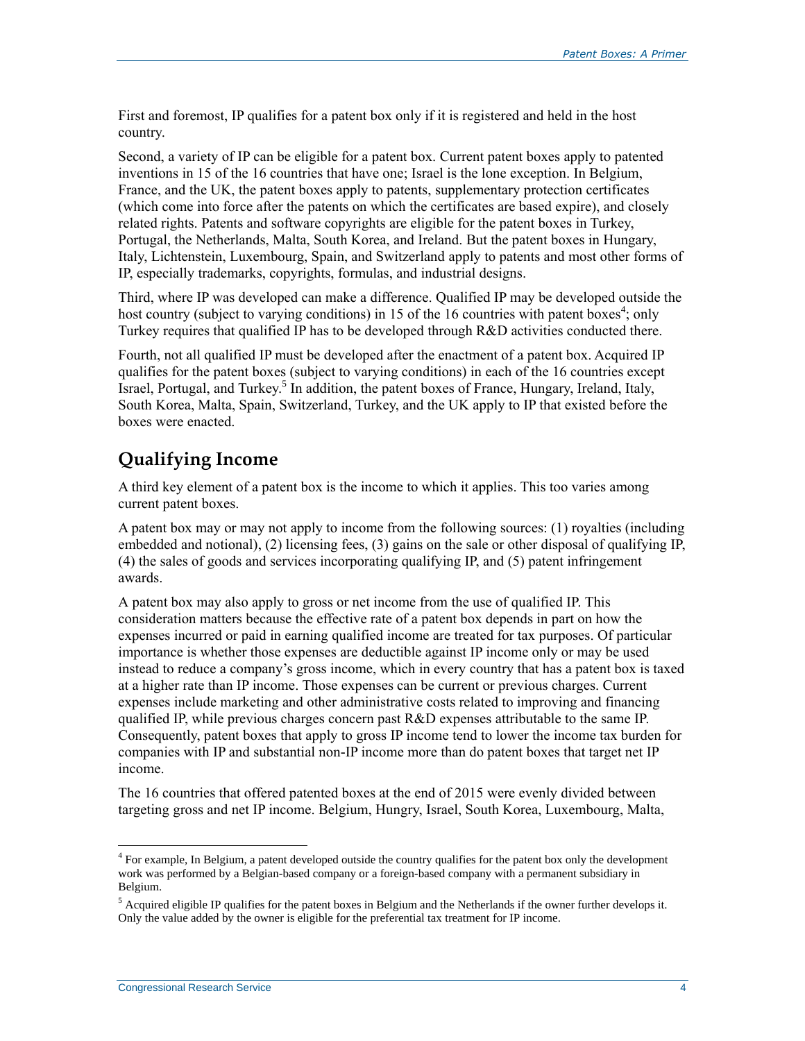First and foremost, IP qualifies for a patent box only if it is registered and held in the host country.

Second, a variety of IP can be eligible for a patent box. Current patent boxes apply to patented inventions in 15 of the 16 countries that have one; Israel is the lone exception. In Belgium, France, and the UK, the patent boxes apply to patents, supplementary protection certificates (which come into force after the patents on which the certificates are based expire), and closely related rights. Patents and software copyrights are eligible for the patent boxes in Turkey, Portugal, the Netherlands, Malta, South Korea, and Ireland. But the patent boxes in Hungary, Italy, Lichtenstein, Luxembourg, Spain, and Switzerland apply to patents and most other forms of IP, especially trademarks, copyrights, formulas, and industrial designs.

Third, where IP was developed can make a difference. Qualified IP may be developed outside the host country (subject to varying conditions) in 15 of the 16 countries with patent boxes[4]; only Turkey requires that qualified IP has to be developed through R&D activities conducted there.

Fourth, not all qualified IP must be developed after the enactment of a patent box. Acquired IP qualifies for the patent boxes (subject to varying conditions) in each of the 16 countries except Israel, Portugal, and Turkey.[5] In addition, the patent boxes of France, Hungary, Ireland, Italy, South Korea, Malta, Spain, Switzerland, Turkey, and the UK apply to IP that existed before the boxes were enacted.

## Qualifying Income

A third key element of a patent box is the income to which it applies. This too varies among current patent boxes.

A patent box may or may not apply to income from the following sources: (1) royalties (including embedded and notional), (2) licensing fees, (3) gains on the sale or other disposal of qualifying IP, (4) the sales of goods and services incorporating qualifying IP, and (5) patent infringement awards.

A patent box may also apply to gross or net income from the use of qualified IP. This consideration matters because the effective rate of a patent box depends in part on how the expenses incurred or paid in earning qualified income are treated for tax purposes. Of particular importance is whether those expenses are deductible against IP income only or may be used instead to reduce a company's gross income, which in every country that has a patent box is taxed at a higher rate than IP income. Those expenses can be current or previous charges. Current expenses include marketing and other administrative costs related to improving and financing qualified IP, while previous charges concern past R&D expenses attributable to the same IP. Consequently, patent boxes that apply to gross IP income tend to lower the income tax burden for companies with IP and substantial non-IP income more than do patent boxes that target net IP income.

The 16 countries that offered patented boxes at the end of 2015 were evenly divided between targeting gross and net IP income. Belgium, Hungry, Israel, South Korea, Luxembourg, Malta,

---

[4] For example, In Belgium, a patent developed outside the country qualifies for the patent box only the development work was performed by a Belgian-based company or a foreign-based company with a permanent subsidiary in Belgium.

[5] Acquired eligible IP qualifies for the patent boxes in Belgium and the Netherlands if the owner further develops it. Only the value added by the owner is eligible for the preferential tax treatment for IP income.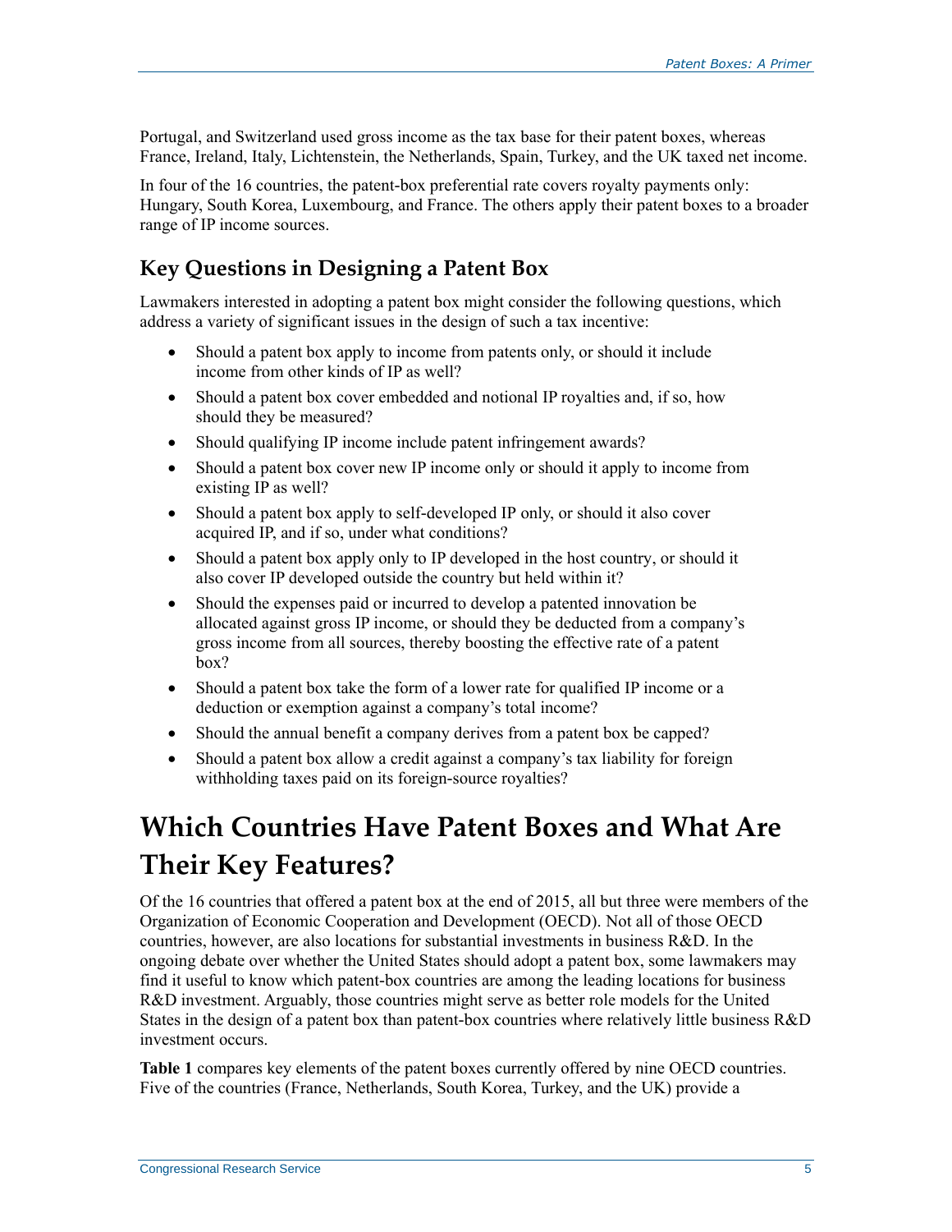Portugal, and Switzerland used gross income as the tax base for their patent boxes, whereas France, Ireland, Italy, Lichtenstein, the Netherlands, Spain, Turkey, and the UK taxed net income.

In four of the 16 countries, the patent-box preferential rate covers royalty payments only: Hungary, South Korea, Luxembourg, and France. The others apply their patent boxes to a broader range of IP income sources.

## Key Questions in Designing a Patent Box

Lawmakers interested in adopting a patent box might consider the following questions, which address a variety of significant issues in the design of such a tax incentive:

- Should a patent box apply to income from patents only, or should it include income from other kinds of IP as well?
- Should a patent box cover embedded and notional IP royalties and, if so, how should they be measured?
- Should qualifying IP income include patent infringement awards?
- Should a patent box cover new IP income only or should it apply to income from existing IP as well?
- Should a patent box apply to self-developed IP only, or should it also cover acquired IP, and if so, under what conditions?
- Should a patent box apply only to IP developed in the host country, or should it also cover IP developed outside the country but held within it?
- Should the expenses paid or incurred to develop a patented innovation be allocated against gross IP income, or should they be deducted from a company's gross income from all sources, thereby boosting the effective rate of a patent box?
- Should a patent box take the form of a lower rate for qualified IP income or a deduction or exemption against a company's total income?
- Should the annual benefit a company derives from a patent box be capped?
- Should a patent box allow a credit against a company's tax liability for foreign withholding taxes paid on its foreign-source royalties?

# Which Countries Have Patent Boxes and What Are Their Key Features?

Of the 16 countries that offered a patent box at the end of 2015, all but three were members of the Organization of Economic Cooperation and Development (OECD). Not all of those OECD countries, however, are also locations for substantial investments in business R&D. In the ongoing debate over whether the United States should adopt a patent box, some lawmakers may find it useful to know which patent-box countries are among the leading locations for business R&D investment. Arguably, those countries might serve as better role models for the United States in the design of a patent box than patent-box countries where relatively little business R&D investment occurs.

**Table 1** compares key elements of the patent boxes currently offered by nine OECD countries. Five of the countries (France, Netherlands, South Korea, Turkey, and the UK) provide a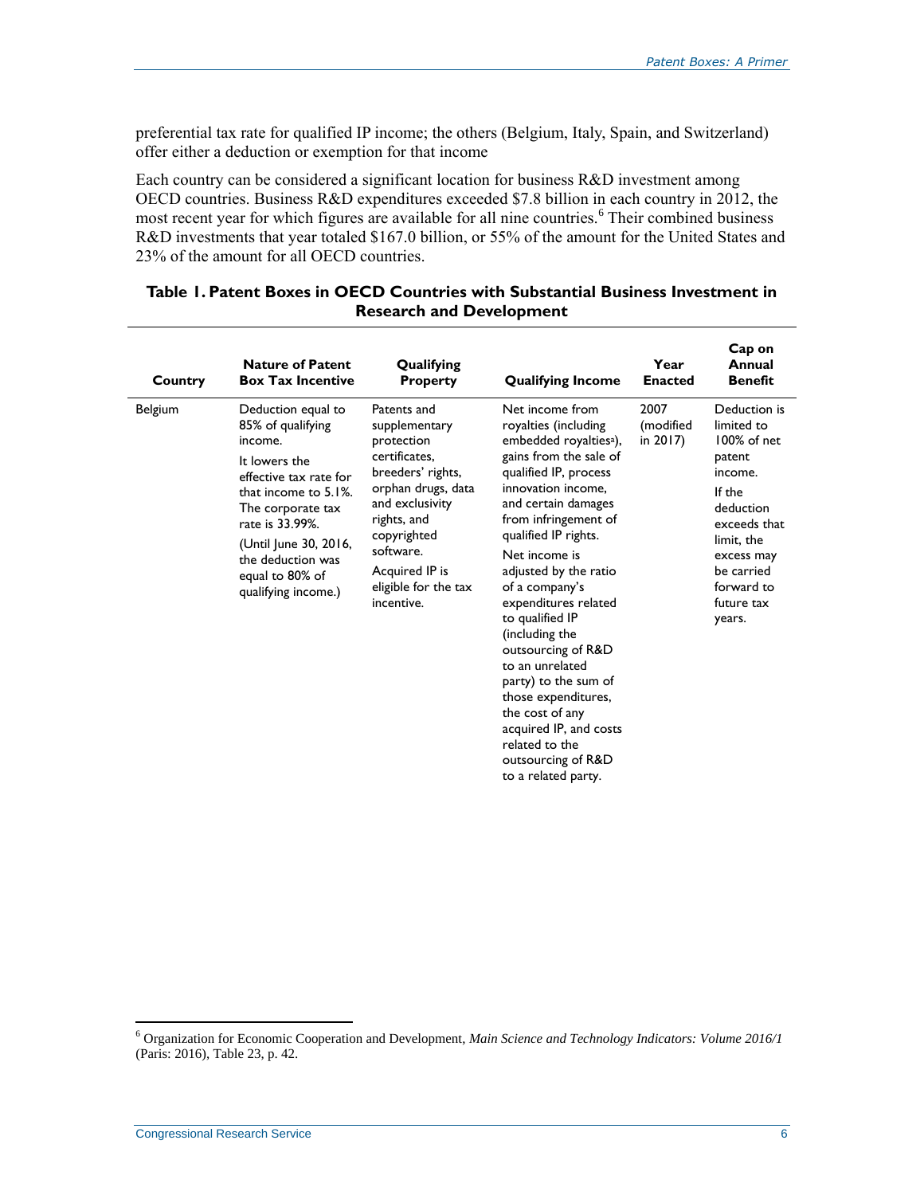preferential tax rate for qualified IP income; the others (Belgium, Italy, Spain, and Switzerland) offer either a deduction or exemption for that income

Each country can be considered a significant location for business R&D investment among OECD countries. Business R&D expenditures exceeded $7.8 billion in each country in 2012, the most recent year for which figures are available for all nine countries.[6] Their combined business R&D investments that year totaled $167.0 billion, or 55% of the amount for the United States and 23% of the amount for all OECD countries.

**Table 1. Patent Boxes in OECD Countries with Substantial Business Investment in Research and Development**

| Country | Nature of Patent Box Tax Incentive | Qualifying Property | Qualifying Income | Year Enacted | Cap on Annual Benefit |
|---|---|---|---|---|---|
| Belgium | Deduction equal to 85% of qualifying income.<br><br>It lowers the effective tax rate for that income to 5.1%. The corporate tax rate is 33.99%.<br><br>(Until June 30, 2016, the deduction was equal to 80% of qualifying income.) | Patents and supplementary protection certificates, breeders' rights, orphan drugs, data and exclusivity rights, and copyrighted software.<br><br>Acquired IP is eligible for the tax incentive. | Net income from royalties (including embedded royalties[a]), gains from the sale of qualified IP, process innovation income, and certain damages from infringement of qualified IP rights.<br><br>Net income is adjusted by the ratio of a company's expenditures related to qualified IP (including the outsourcing of R&D to an unrelated party) to the sum of those expenditures, the cost of any acquired IP, and costs related to the outsourcing of R&D to a related party. | 2007 (modified in 2017) | Deduction is limited to 100% of net patent income.<br><br>If the deduction exceeds that limit, the excess may be carried forward to future tax years. |

[6] Organization for Economic Cooperation and Development, *Main Science and Technology Indicators: Volume 2016/1* (Paris: 2016), Table 23, p. 42.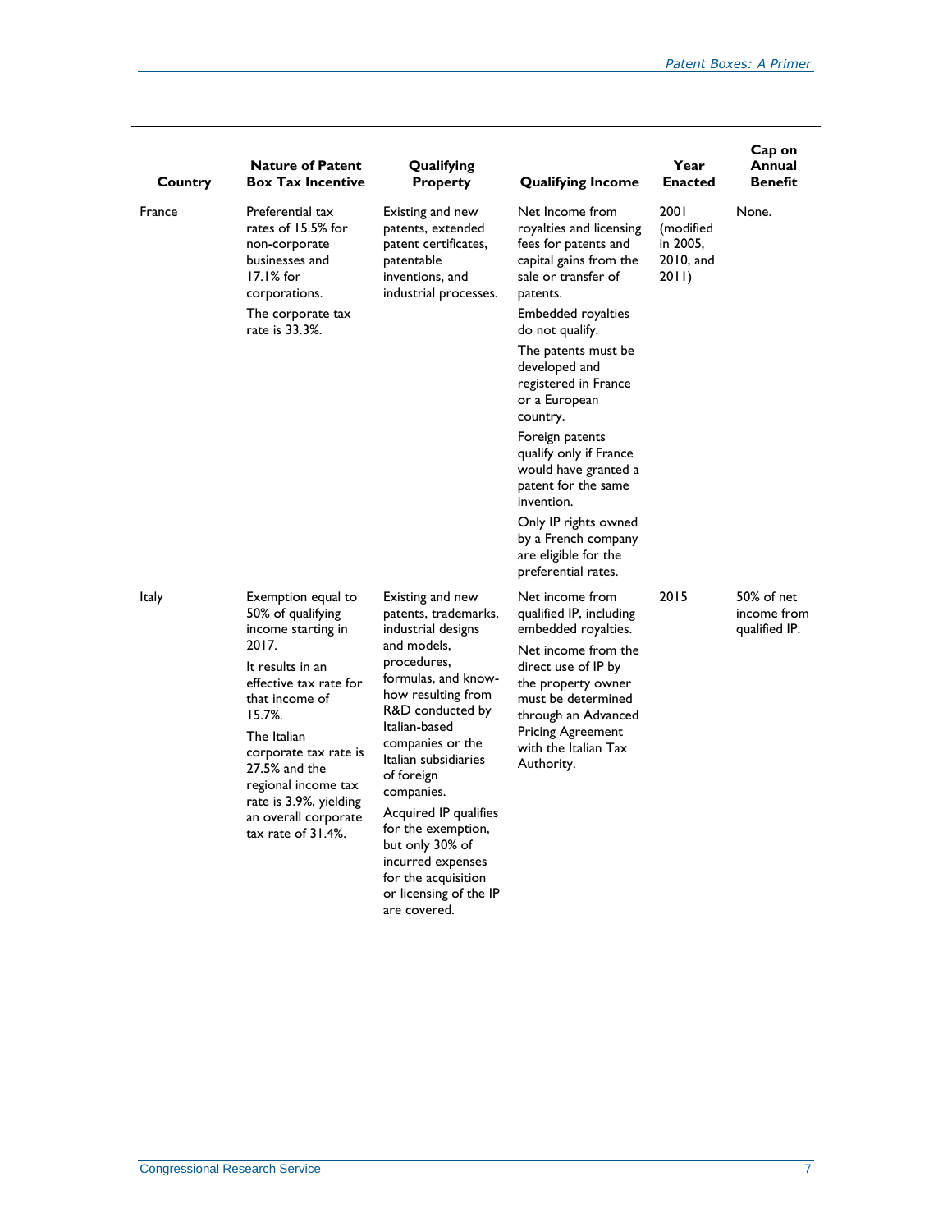| Country | Nature of Patent Box Tax Incentive | Qualifying Property | Qualifying Income | Year Enacted | Cap on Annual Benefit |
|---|---|---|---|---|---|
| France | Preferential tax rates of 15.5% for non-corporate businesses and 17.1% for corporations.<br><br>The corporate tax rate is 33.3%. | Existing and new patents, extended patent certificates, patentable inventions, and industrial processes. | Net Income from royalties and licensing fees for patents and capital gains from the sale or transfer of patents.<br><br>Embedded royalties do not qualify.<br><br>The patents must be developed and registered in France or a European country.<br><br>Foreign patents qualify only if France would have granted a patent for the same invention.<br><br>Only IP rights owned by a French company are eligible for the preferential rates. | 2001 (modified in 2005, 2010, and 2011) | None. |
| Italy | Exemption equal to 50% of qualifying income starting in 2017.<br><br>It results in an effective tax rate for that income of 15.7%.<br><br>The Italian corporate tax rate is 27.5% and the regional income tax rate is 3.9%, yielding an overall corporate tax rate of 31.4%. | Existing and new patents, trademarks, industrial designs and models, procedures, formulas, and know-how resulting from R&D conducted by Italian-based companies or the Italian subsidiaries of foreign companies.<br><br>Acquired IP qualifies for the exemption, but only 30% of incurred expenses for the acquisition or licensing of the IP are covered. | Net income from qualified IP, including embedded royalties.<br><br>Net income from the direct use of IP by the property owner must be determined through an Advanced Pricing Agreement with the Italian Tax Authority. | 2015 | 50% of net income from qualified IP. |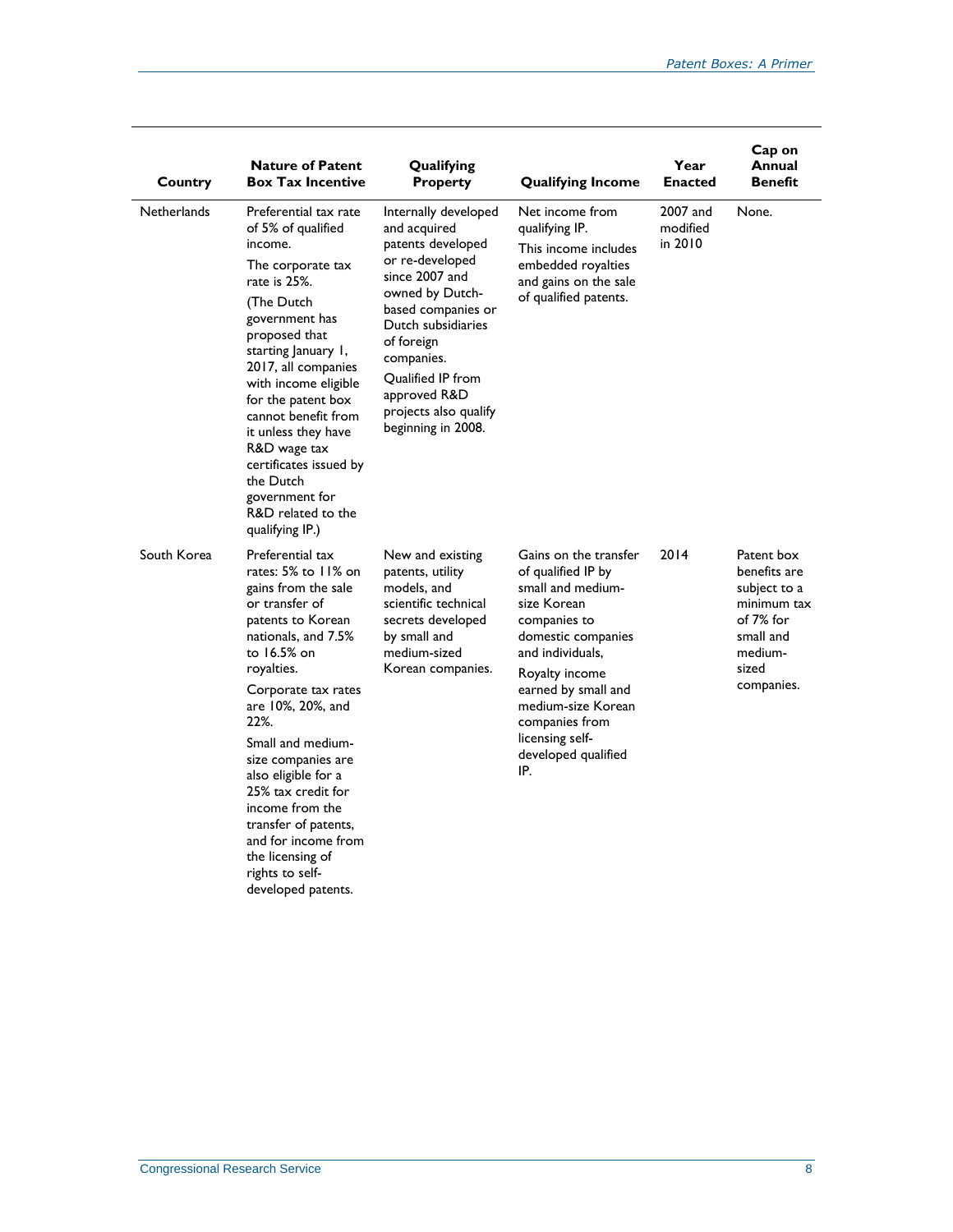| Country | Nature of Patent Box Tax Incentive | Qualifying Property | Qualifying Income | Year Enacted | Cap on Annual Benefit |
| --- | --- | --- | --- | --- | --- |
| Netherlands | Preferential tax rate of 5% of qualified income. The corporate tax rate is 25%. (The Dutch government has proposed that starting January 1, 2017, all companies with income eligible for the patent box cannot benefit from it unless they have R&D wage tax certificates issued by the Dutch government for R&D related to the qualifying IP.) | Internally developed and acquired patents developed or re-developed since 2007 and owned by Dutch-based companies or Dutch subsidiaries of foreign companies. Qualified IP from approved R&D projects also qualify beginning in 2008. | Net income from qualifying IP. This income includes embedded royalties and gains on the sale of qualified patents. | 2007 and modified in 2010 | None. |
| South Korea | Preferential tax rates: 5% to 11% on gains from the sale or transfer of patents to Korean nationals, and 7.5% to 16.5% on royalties. Corporate tax rates are 10%, 20%, and 22%. Small and medium-size companies are also eligible for a 25% tax credit for income from the transfer of patents, and for income from the licensing of rights to self-developed patents. | New and existing patents, utility models, and scientific technical secrets developed by small and medium-sized Korean companies. | Gains on the transfer of qualified IP by small and medium-size Korean companies to domestic companies and individuals, Royalty income earned by small and medium-size Korean companies from licensing self-developed qualified IP. | 2014 | Patent box benefits are subject to a minimum tax of 7% for small and medium-sized companies. |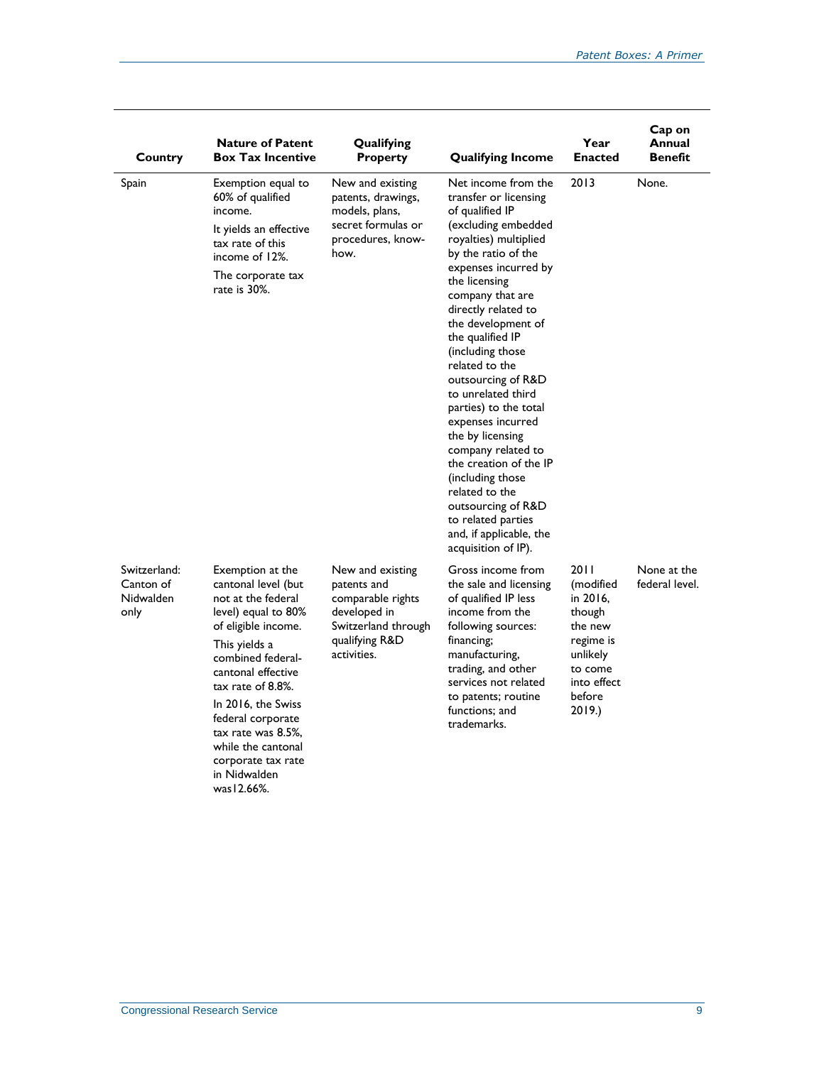| Country | Nature of Patent Box Tax Incentive | Qualifying Property | Qualifying Income | Year Enacted | Cap on Annual Benefit |
|---|---|---|---|---|---|
| Spain | Exemption equal to 60% of qualified income. It yields an effective tax rate of this income of 12%. The corporate tax rate is 30%. | New and existing patents, drawings, models, plans, secret formulas or procedures, know-how. | Net income from the transfer or licensing of qualified IP (excluding embedded royalties) multiplied by the ratio of the expenses incurred by the licensing company that are directly related to the development of the qualified IP (including those related to the outsourcing of R&D to unrelated third parties) to the total expenses incurred the by licensing company related to the creation of the IP (including those related to the outsourcing of R&D to related parties and, if applicable, the acquisition of IP). | 2013 | None. |
| Switzerland: Canton of Nidwalden only | Exemption at the cantonal level (but not at the federal level) equal to 80% of eligible income. This yields a combined federal-cantonal effective tax rate of 8.8%. In 2016, the Swiss federal corporate tax rate was 8.5%, while the cantonal corporate tax rate in Nidwalden was12.66%. | New and existing patents and comparable rights developed in Switzerland through qualifying R&D activities. | Gross income from the sale and licensing of qualified IP less income from the following sources: financing; manufacturing, trading, and other services not related to patents; routine functions; and trademarks. | 2011 (modified in 2016, though the new regime is unlikely to come into effect before 2019.) | None at the federal level. |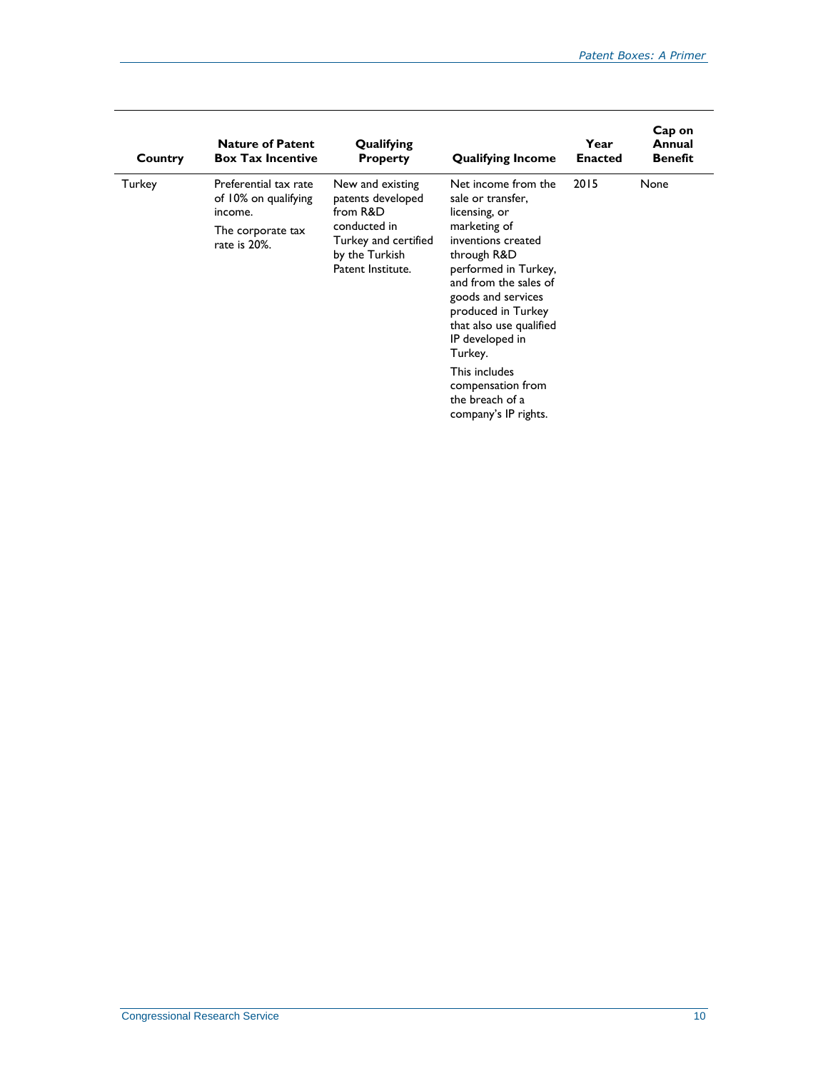| Country | Nature of Patent Box Tax Incentive | Qualifying Property | Qualifying Income | Year Enacted | Cap on Annual Benefit |
|---|---|---|---|---|---|
| Turkey | Preferential tax rate of 10% on qualifying income. The corporate tax rate is 20%. | New and existing patents developed from R&D conducted in Turkey and certified by the Turkish Patent Institute. | Net income from the sale or transfer, licensing, or marketing of inventions created through R&D performed in Turkey, and from the sales of goods and services produced in Turkey that also use qualified IP developed in Turkey. This includes compensation from the breach of a company's IP rights. | 2015 | None |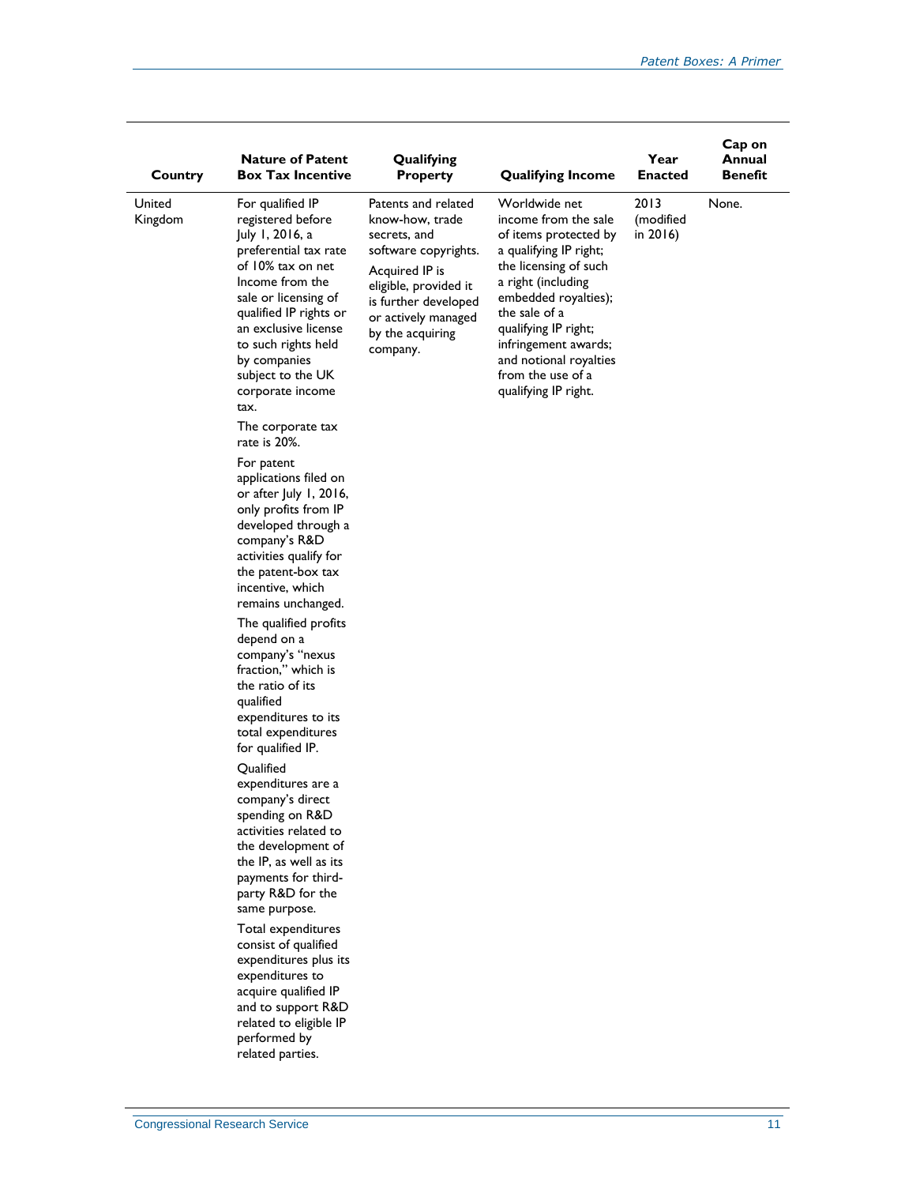| Country | Nature of Patent Box Tax Incentive | Qualifying Property | Qualifying Income | Year Enacted | Cap on Annual Benefit |
|---|---|---|---|---|---|
| United Kingdom | For qualified IP registered before July 1, 2016, a preferential tax rate of 10% tax on net Income from the sale or licensing of qualified IP rights or an exclusive license to such rights held by companies subject to the UK corporate income tax. The corporate tax rate is 20%. For patent applications filed on or after July 1, 2016, only profits from IP developed through a company's R&D activities qualify for the patent-box tax incentive, which remains unchanged. The qualified profits depend on a company's "nexus fraction," which is the ratio of its qualified expenditures to its total expenditures for qualified IP. Qualified expenditures are a company's direct spending on R&D activities related to the development of the IP, as well as its payments for third-party R&D for the same purpose. Total expenditures consist of qualified expenditures plus its expenditures to acquire qualified IP and to support R&D related to eligible IP performed by related parties. | Patents and related know-how, trade secrets, and software copyrights. Acquired IP is eligible, provided it is further developed or actively managed by the acquiring company. | Worldwide net income from the sale of items protected by a qualifying IP right; the licensing of such a right (including embedded royalties); the sale of a qualifying IP right; infringement awards; and notional royalties from the use of a qualifying IP right. | 2013 (modified in 2016) | None. |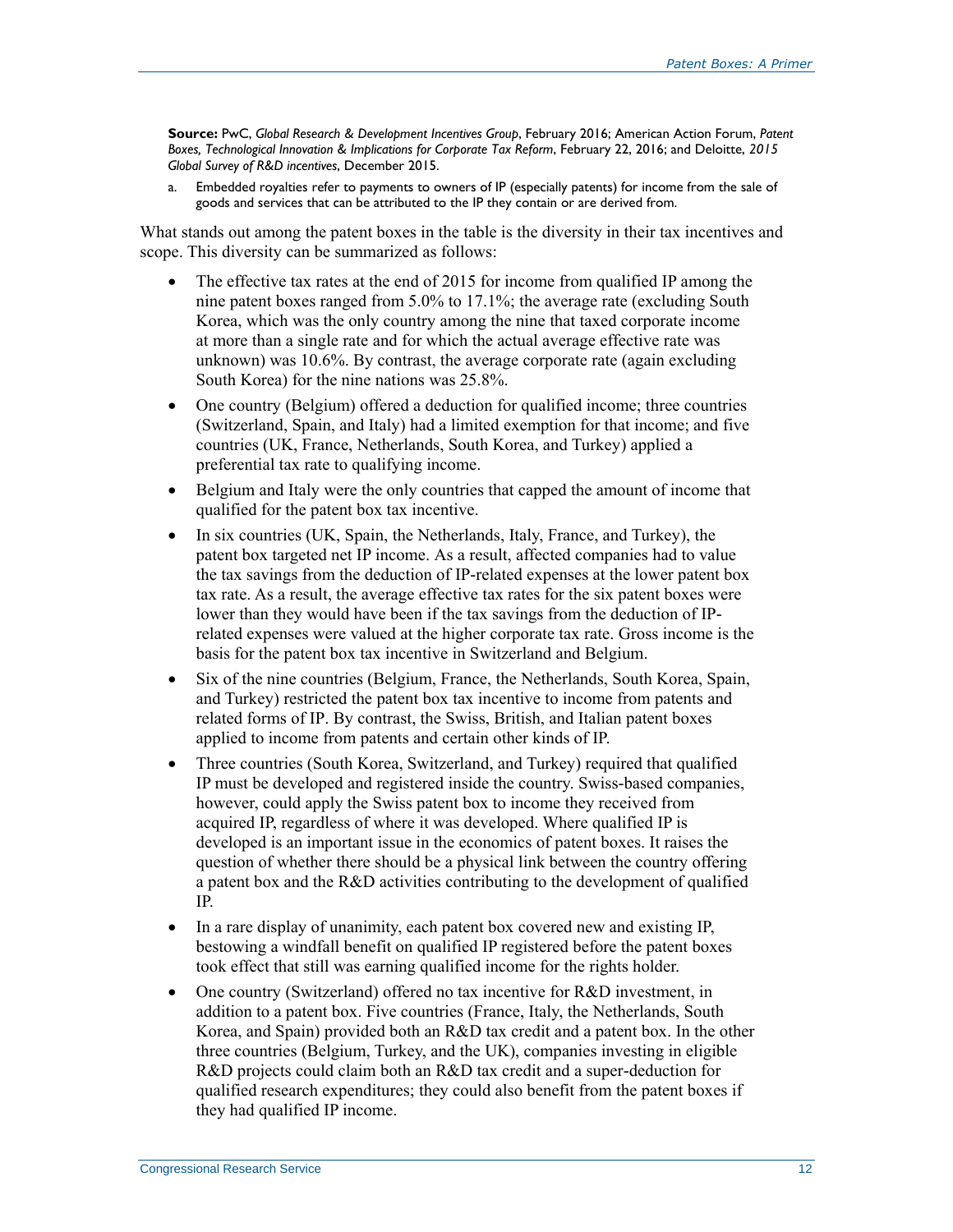**Source:** PwC, *Global Research & Development Incentives Group*, February 2016; American Action Forum, *Patent Boxes, Technological Innovation & Implications for Corporate Tax Reform*, February 22, 2016; and Deloitte, *2015 Global Survey of R&D incentives*, December 2015.

a. Embedded royalties refer to payments to owners of IP (especially patents) for income from the sale of goods and services that can be attributed to the IP they contain or are derived from.

What stands out among the patent boxes in the table is the diversity in their tax incentives and scope. This diversity can be summarized as follows:

- The effective tax rates at the end of 2015 for income from qualified IP among the nine patent boxes ranged from 5.0% to 17.1%; the average rate (excluding South Korea, which was the only country among the nine that taxed corporate income at more than a single rate and for which the actual average effective rate was unknown) was 10.6%. By contrast, the average corporate rate (again excluding South Korea) for the nine nations was 25.8%.
- One country (Belgium) offered a deduction for qualified income; three countries (Switzerland, Spain, and Italy) had a limited exemption for that income; and five countries (UK, France, Netherlands, South Korea, and Turkey) applied a preferential tax rate to qualifying income.
- Belgium and Italy were the only countries that capped the amount of income that qualified for the patent box tax incentive.
- In six countries (UK, Spain, the Netherlands, Italy, France, and Turkey), the patent box targeted net IP income. As a result, affected companies had to value the tax savings from the deduction of IP-related expenses at the lower patent box tax rate. As a result, the average effective tax rates for the six patent boxes were lower than they would have been if the tax savings from the deduction of IP-related expenses were valued at the higher corporate tax rate. Gross income is the basis for the patent box tax incentive in Switzerland and Belgium.
- Six of the nine countries (Belgium, France, the Netherlands, South Korea, Spain, and Turkey) restricted the patent box tax incentive to income from patents and related forms of IP. By contrast, the Swiss, British, and Italian patent boxes applied to income from patents and certain other kinds of IP.
- Three countries (South Korea, Switzerland, and Turkey) required that qualified IP must be developed and registered inside the country. Swiss-based companies, however, could apply the Swiss patent box to income they received from acquired IP, regardless of where it was developed. Where qualified IP is developed is an important issue in the economics of patent boxes. It raises the question of whether there should be a physical link between the country offering a patent box and the R&D activities contributing to the development of qualified IP.
- In a rare display of unanimity, each patent box covered new and existing IP, bestowing a windfall benefit on qualified IP registered before the patent boxes took effect that still was earning qualified income for the rights holder.
- One country (Switzerland) offered no tax incentive for R&D investment, in addition to a patent box. Five countries (France, Italy, the Netherlands, South Korea, and Spain) provided both an R&D tax credit and a patent box. In the other three countries (Belgium, Turkey, and the UK), companies investing in eligible R&D projects could claim both an R&D tax credit and a super-deduction for qualified research expenditures; they could also benefit from the patent boxes if they had qualified IP income.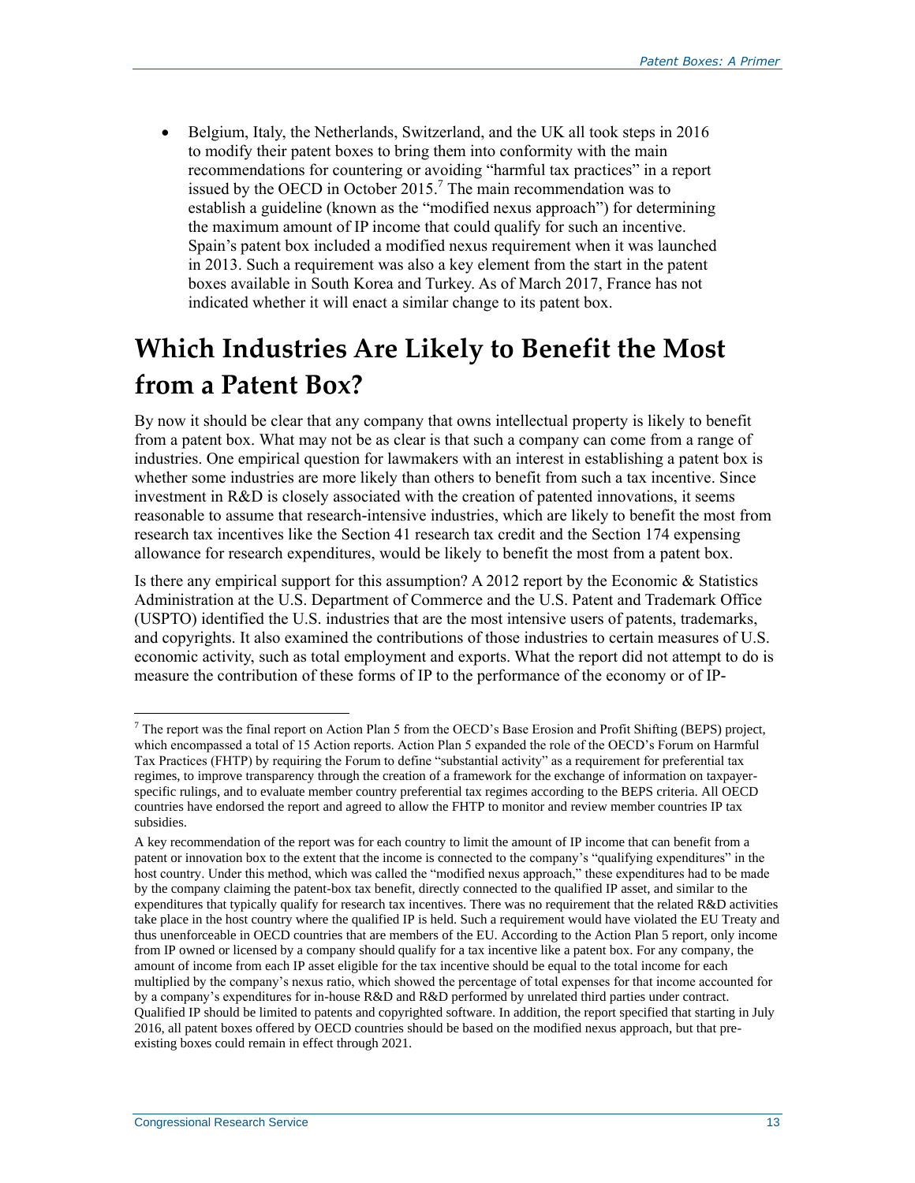- Belgium, Italy, the Netherlands, Switzerland, and the UK all took steps in 2016 to modify their patent boxes to bring them into conformity with the main recommendations for countering or avoiding "harmful tax practices" in a report issued by the OECD in October 2015.[7] The main recommendation was to establish a guideline (known as the "modified nexus approach") for determining the maximum amount of IP income that could qualify for such an incentive. Spain's patent box included a modified nexus requirement when it was launched in 2013. Such a requirement was also a key element from the start in the patent boxes available in South Korea and Turkey. As of March 2017, France has not indicated whether it will enact a similar change to its patent box.

## Which Industries Are Likely to Benefit the Most from a Patent Box?

By now it should be clear that any company that owns intellectual property is likely to benefit from a patent box. What may not be as clear is that such a company can come from a range of industries. One empirical question for lawmakers with an interest in establishing a patent box is whether some industries are more likely than others to benefit from such a tax incentive. Since investment in R&D is closely associated with the creation of patented innovations, it seems reasonable to assume that research-intensive industries, which are likely to benefit the most from research tax incentives like the Section 41 research tax credit and the Section 174 expensing allowance for research expenditures, would be likely to benefit the most from a patent box.

Is there any empirical support for this assumption? A 2012 report by the Economic & Statistics Administration at the U.S. Department of Commerce and the U.S. Patent and Trademark Office (USPTO) identified the U.S. industries that are the most intensive users of patents, trademarks, and copyrights. It also examined the contributions of those industries to certain measures of U.S. economic activity, such as total employment and exports. What the report did not attempt to do is measure the contribution of these forms of IP to the performance of the economy or of IP-

---

[7] The report was the final report on Action Plan 5 from the OECD's Base Erosion and Profit Shifting (BEPS) project, which encompassed a total of 15 Action reports. Action Plan 5 expanded the role of the OECD's Forum on Harmful Tax Practices (FHTP) by requiring the Forum to define "substantial activity" as a requirement for preferential tax regimes, to improve transparency through the creation of a framework for the exchange of information on taxpayer-specific rulings, and to evaluate member country preferential tax regimes according to the BEPS criteria. All OECD countries have endorsed the report and agreed to allow the FHTP to monitor and review member countries IP tax subsidies.

A key recommendation of the report was for each country to limit the amount of IP income that can benefit from a patent or innovation box to the extent that the income is connected to the company's "qualifying expenditures" in the host country. Under this method, which was called the "modified nexus approach," these expenditures had to be made by the company claiming the patent-box tax benefit, directly connected to the qualified IP asset, and similar to the expenditures that typically qualify for research tax incentives. There was no requirement that the related R&D activities take place in the host country where the qualified IP is held. Such a requirement would have violated the EU Treaty and thus unenforceable in OECD countries that are members of the EU. According to the Action Plan 5 report, only income from IP owned or licensed by a company should qualify for a tax incentive like a patent box. For any company, the amount of income from each IP asset eligible for the tax incentive should be equal to the total income for each multiplied by the company's nexus ratio, which showed the percentage of total expenses for that income accounted for by a company's expenditures for in-house R&D and R&D performed by unrelated third parties under contract. Qualified IP should be limited to patents and copyrighted software. In addition, the report specified that starting in July 2016, all patent boxes offered by OECD countries should be based on the modified nexus approach, but that pre-existing boxes could remain in effect through 2021.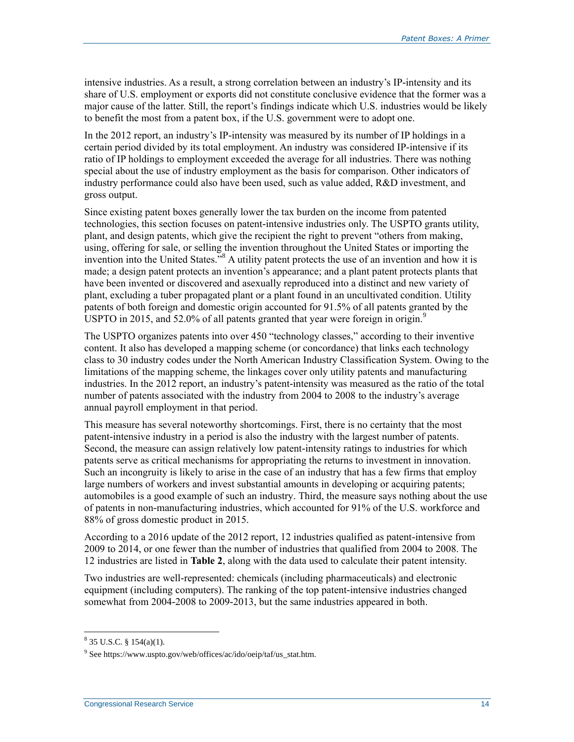intensive industries. As a result, a strong correlation between an industry's IP-intensity and its share of U.S. employment or exports did not constitute conclusive evidence that the former was a major cause of the latter. Still, the report's findings indicate which U.S. industries would be likely to benefit the most from a patent box, if the U.S. government were to adopt one.

In the 2012 report, an industry's IP-intensity was measured by its number of IP holdings in a certain period divided by its total employment. An industry was considered IP-intensive if its ratio of IP holdings to employment exceeded the average for all industries. There was nothing special about the use of industry employment as the basis for comparison. Other indicators of industry performance could also have been used, such as value added, R&D investment, and gross output.

Since existing patent boxes generally lower the tax burden on the income from patented technologies, this section focuses on patent-intensive industries only. The USPTO grants utility, plant, and design patents, which give the recipient the right to prevent "others from making, using, offering for sale, or selling the invention throughout the United States or importing the invention into the United States."[8] A utility patent protects the use of an invention and how it is made; a design patent protects an invention's appearance; and a plant patent protects plants that have been invented or discovered and asexually reproduced into a distinct and new variety of plant, excluding a tuber propagated plant or a plant found in an uncultivated condition. Utility patents of both foreign and domestic origin accounted for 91.5% of all patents granted by the USPTO in 2015, and 52.0% of all patents granted that year were foreign in origin.[9]

The USPTO organizes patents into over 450 "technology classes," according to their inventive content. It also has developed a mapping scheme (or concordance) that links each technology class to 30 industry codes under the North American Industry Classification System. Owing to the limitations of the mapping scheme, the linkages cover only utility patents and manufacturing industries. In the 2012 report, an industry's patent-intensity was measured as the ratio of the total number of patents associated with the industry from 2004 to 2008 to the industry's average annual payroll employment in that period.

This measure has several noteworthy shortcomings. First, there is no certainty that the most patent-intensive industry in a period is also the industry with the largest number of patents. Second, the measure can assign relatively low patent-intensity ratings to industries for which patents serve as critical mechanisms for appropriating the returns to investment in innovation. Such an incongruity is likely to arise in the case of an industry that has a few firms that employ large numbers of workers and invest substantial amounts in developing or acquiring patents; automobiles is a good example of such an industry. Third, the measure says nothing about the use of patents in non-manufacturing industries, which accounted for 91% of the U.S. workforce and 88% of gross domestic product in 2015.

According to a 2016 update of the 2012 report, 12 industries qualified as patent-intensive from 2009 to 2014, or one fewer than the number of industries that qualified from 2004 to 2008. The 12 industries are listed in **Table 2**, along with the data used to calculate their patent intensity.

Two industries are well-represented: chemicals (including pharmaceuticals) and electronic equipment (including computers). The ranking of the top patent-intensive industries changed somewhat from 2004-2008 to 2009-2013, but the same industries appeared in both.

[8] 35 U.S.C. § 154(a)(1).

[9] See https://www.uspto.gov/web/offices/ac/ido/oeip/taf/us_stat.htm.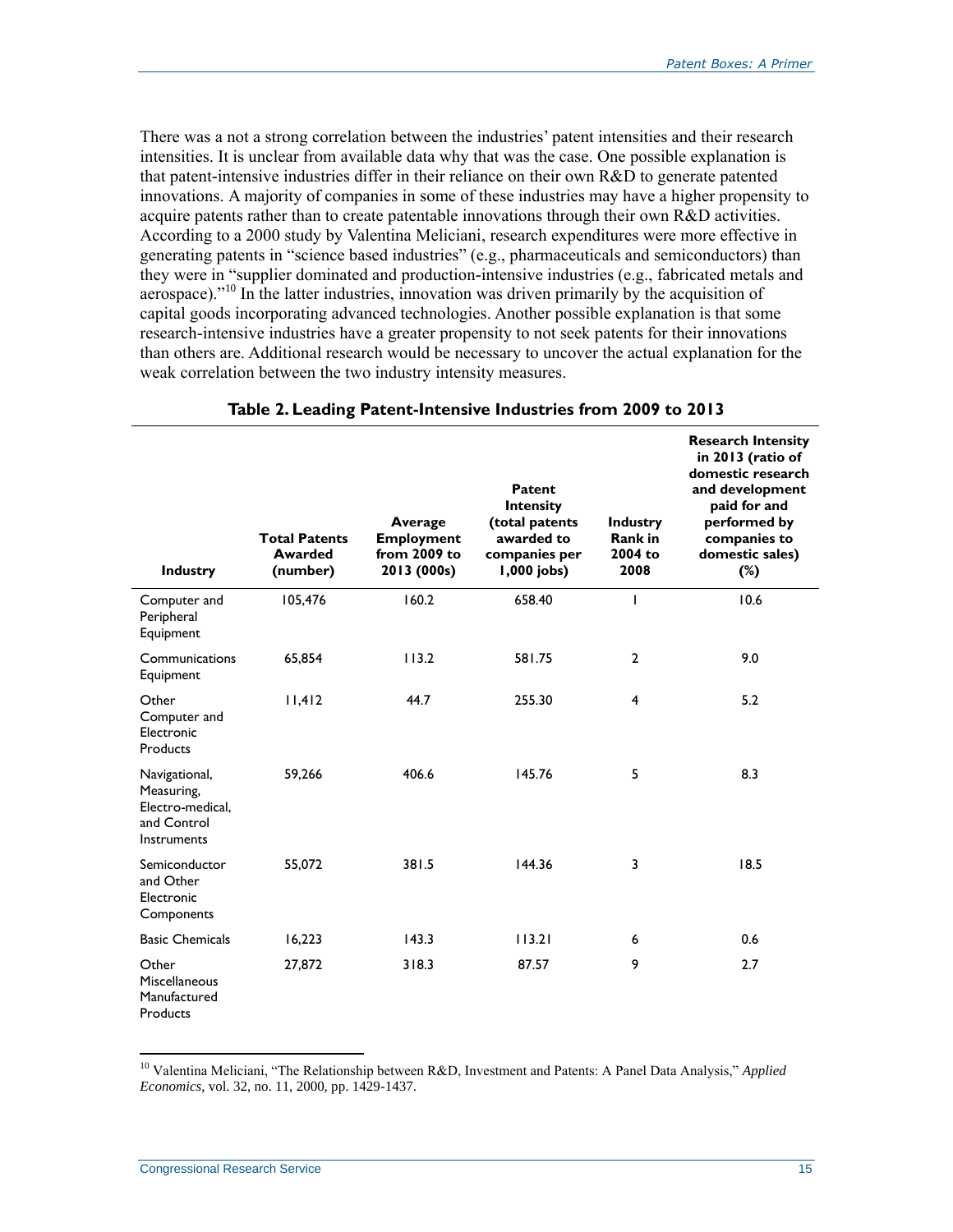There was a not a strong correlation between the industries' patent intensities and their research intensities. It is unclear from available data why that was the case. One possible explanation is that patent-intensive industries differ in their reliance on their own R&D to generate patented innovations. A majority of companies in some of these industries may have a higher propensity to acquire patents rather than to create patentable innovations through their own R&D activities. According to a 2000 study by Valentina Meliciani, research expenditures were more effective in generating patents in "science based industries" (e.g., pharmaceuticals and semiconductors) than they were in "supplier dominated and production-intensive industries (e.g., fabricated metals and aerospace)."[10] In the latter industries, innovation was driven primarily by the acquisition of capital goods incorporating advanced technologies. Another possible explanation is that some research-intensive industries have a greater propensity to not seek patents for their innovations than others are. Additional research would be necessary to uncover the actual explanation for the weak correlation between the two industry intensity measures.

**Table 2. Leading Patent-Intensive Industries from 2009 to 2013**

| Industry | Total Patents Awarded (number) | Average Employment from 2009 to 2013 (000s) | Patent Intensity (total patents awarded to companies per 1,000 jobs) | Industry Rank in 2004 to 2008 | Research Intensity in 2013 (ratio of domestic research and development paid for and performed by companies to domestic sales) (%) |
|---|---|---|---|---|---|
| Computer and Peripheral Equipment | 105,476 | 160.2 | 658.40 | 1 | 10.6 |
| Communications Equipment | 65,854 | 113.2 | 581.75 | 2 | 9.0 |
| Other Computer and Electronic Products | 11,412 | 44.7 | 255.30 | 4 | 5.2 |
| Navigational, Measuring, Electro-medical, and Control Instruments | 59,266 | 406.6 | 145.76 | 5 | 8.3 |
| Semiconductor and Other Electronic Components | 55,072 | 381.5 | 144.36 | 3 | 18.5 |
| Basic Chemicals | 16,223 | 143.3 | 113.21 | 6 | 0.6 |
| Other Miscellaneous Manufactured Products | 27,872 | 318.3 | 87.57 | 9 | 2.7 |

[10] Valentina Meliciani, "The Relationship between R&D, Investment and Patents: A Panel Data Analysis," *Applied Economics*, vol. 32, no. 11, 2000, pp. 1429-1437.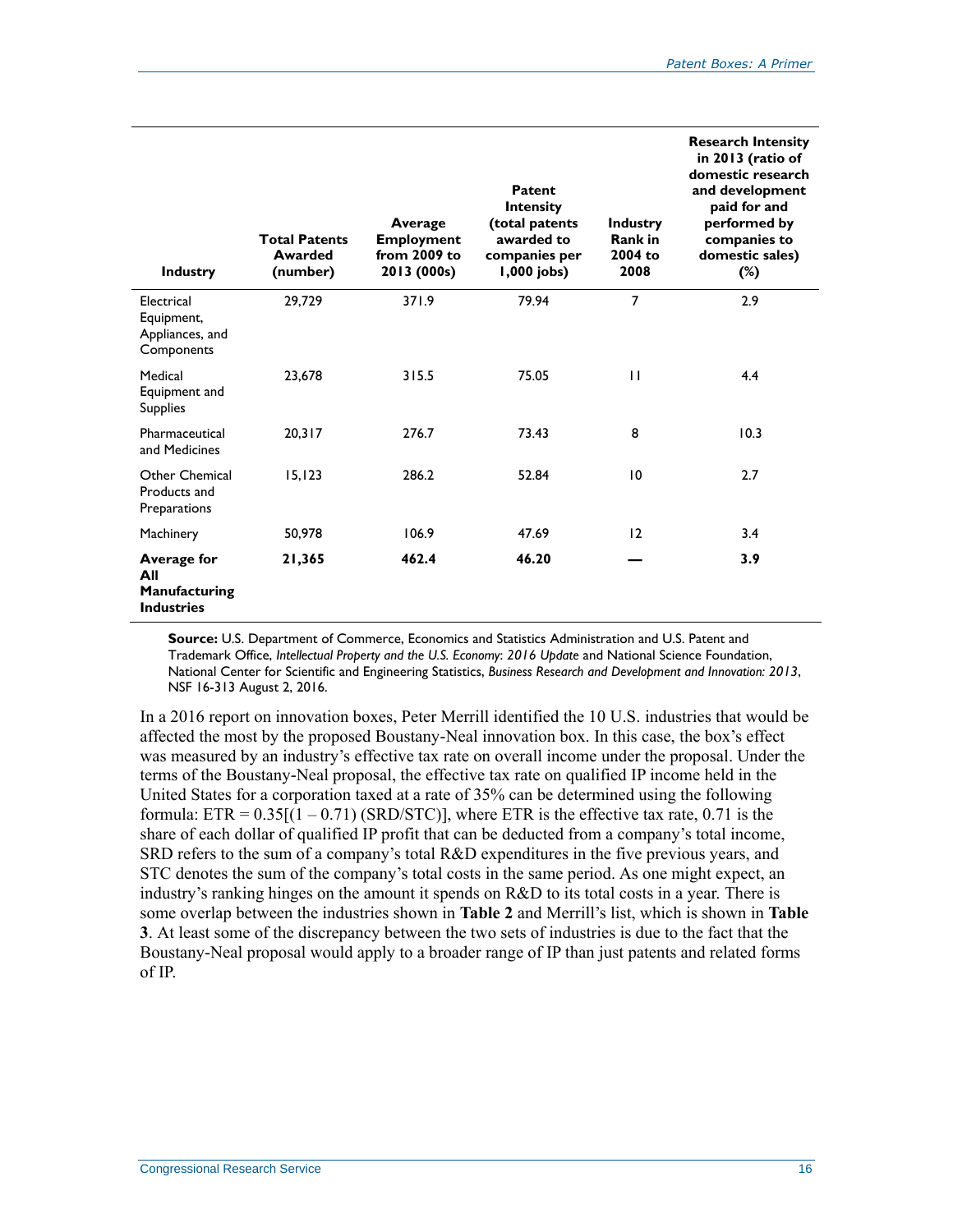| Industry | Total Patents Awarded (number) | Average Employment from 2009 to 2013 (000s) | Patent Intensity (total patents awarded to companies per 1,000 jobs) | Industry Rank in 2004 to 2008 | Research Intensity in 2013 (ratio of domestic research and development paid for and performed by companies to domestic sales) (%) |
|---|---|---|---|---|---|
| Electrical Equipment, Appliances, and Components | 29,729 | 371.9 | 79.94 | 7 | 2.9 |
| Medical Equipment and Supplies | 23,678 | 315.5 | 75.05 | 11 | 4.4 |
| Pharmaceutical and Medicines | 20,317 | 276.7 | 73.43 | 8 | 10.3 |
| Other Chemical Products and Preparations | 15,123 | 286.2 | 52.84 | 10 | 2.7 |
| Machinery | 50,978 | 106.9 | 47.69 | 12 | 3.4 |
| **Average for All Manufacturing Industries** | **21,365** | **462.4** | **46.20** | **—** | **3.9** |

**Source:** U.S. Department of Commerce, Economics and Statistics Administration and U.S. Patent and Trademark Office, *Intellectual Property and the U.S. Economy: 2016 Update* and National Science Foundation, National Center for Scientific and Engineering Statistics, *Business Research and Development and Innovation: 2013*, NSF 16-313 August 2, 2016.

In a 2016 report on innovation boxes, Peter Merrill identified the 10 U.S. industries that would be affected the most by the proposed Boustany-Neal innovation box. In this case, the box's effect was measured by an industry's effective tax rate on overall income under the proposal. Under the terms of the Boustany-Neal proposal, the effective tax rate on qualified IP income held in the United States for a corporation taxed at a rate of 35% can be determined using the following formula: $ETR = 0.35[(1 - 0.71)(SRD/STC)]$, where ETR is the effective tax rate, 0.71 is the share of each dollar of qualified IP profit that can be deducted from a company's total income, SRD refers to the sum of a company's total R&D expenditures in the five previous years, and STC denotes the sum of the company's total costs in the same period. As one might expect, an industry's ranking hinges on the amount it spends on R&D to its total costs in a year. There is some overlap between the industries shown in **Table 2** and Merrill's list, which is shown in **Table 3**. At least some of the discrepancy between the two sets of industries is due to the fact that the Boustany-Neal proposal would apply to a broader range of IP than just patents and related forms of IP.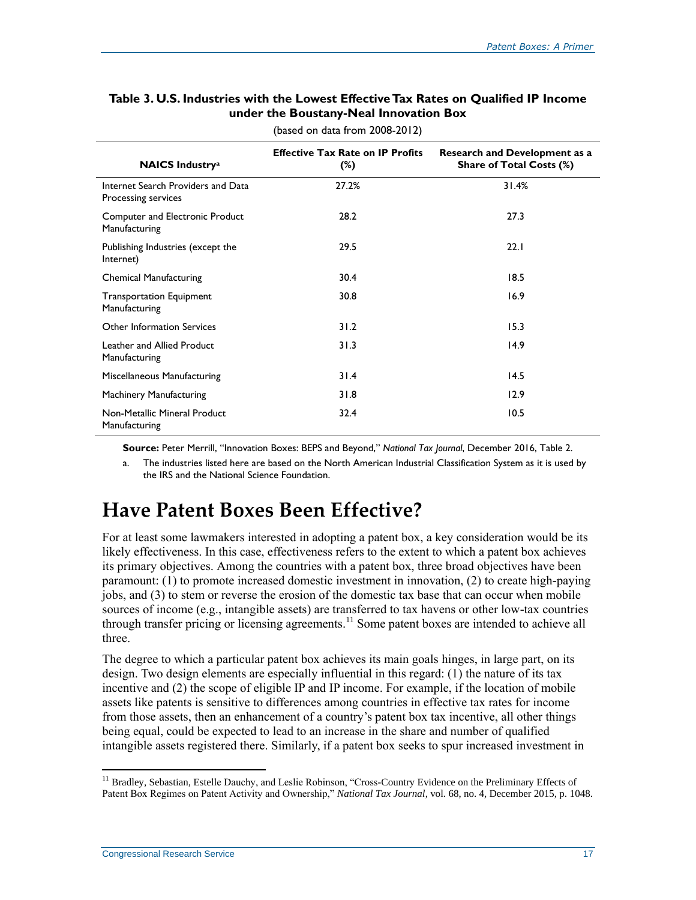**Table 3. U.S. Industries with the Lowest Effective Tax Rates on Qualified IP Income under the Boustany-Neal Innovation Box**

(based on data from 2008-2012)

| NAICS Industry[a] | Effective Tax Rate on IP Profits (%) | Research and Development as a Share of Total Costs (%) |
|---|---|---|
| Internet Search Providers and Data Processing services | 27.2% | 31.4% |
| Computer and Electronic Product Manufacturing | 28.2 | 27.3 |
| Publishing Industries (except the Internet) | 29.5 | 22.1 |
| Chemical Manufacturing | 30.4 | 18.5 |
| Transportation Equipment Manufacturing | 30.8 | 16.9 |
| Other Information Services | 31.2 | 15.3 |
| Leather and Allied Product Manufacturing | 31.3 | 14.9 |
| Miscellaneous Manufacturing | 31.4 | 14.5 |
| Machinery Manufacturing | 31.8 | 12.9 |
| Non-Metallic Mineral Product Manufacturing | 32.4 | 10.5 |

**Source:** Peter Merrill, "Innovation Boxes: BEPS and Beyond," *National Tax Journal*, December 2016, Table 2.

a. The industries listed here are based on the North American Industrial Classification System as it is used by the IRS and the National Science Foundation.

# Have Patent Boxes Been Effective?

For at least some lawmakers interested in adopting a patent box, a key consideration would be its likely effectiveness. In this case, effectiveness refers to the extent to which a patent box achieves its primary objectives. Among the countries with a patent box, three broad objectives have been paramount: (1) to promote increased domestic investment in innovation, (2) to create high-paying jobs, and (3) to stem or reverse the erosion of the domestic tax base that can occur when mobile sources of income (e.g., intangible assets) are transferred to tax havens or other low-tax countries through transfer pricing or licensing agreements.[11] Some patent boxes are intended to achieve all three.

The degree to which a particular patent box achieves its main goals hinges, in large part, on its design. Two design elements are especially influential in this regard: (1) the nature of its tax incentive and (2) the scope of eligible IP and IP income. For example, if the location of mobile assets like patents is sensitive to differences among countries in effective tax rates for income from those assets, then an enhancement of a country's patent box tax incentive, all other things being equal, could be expected to lead to an increase in the share and number of qualified intangible assets registered there. Similarly, if a patent box seeks to spur increased investment in

[11] Bradley, Sebastian, Estelle Dauchy, and Leslie Robinson, "Cross-Country Evidence on the Preliminary Effects of Patent Box Regimes on Patent Activity and Ownership," *National Tax Journal*, vol. 68, no. 4, December 2015, p. 1048.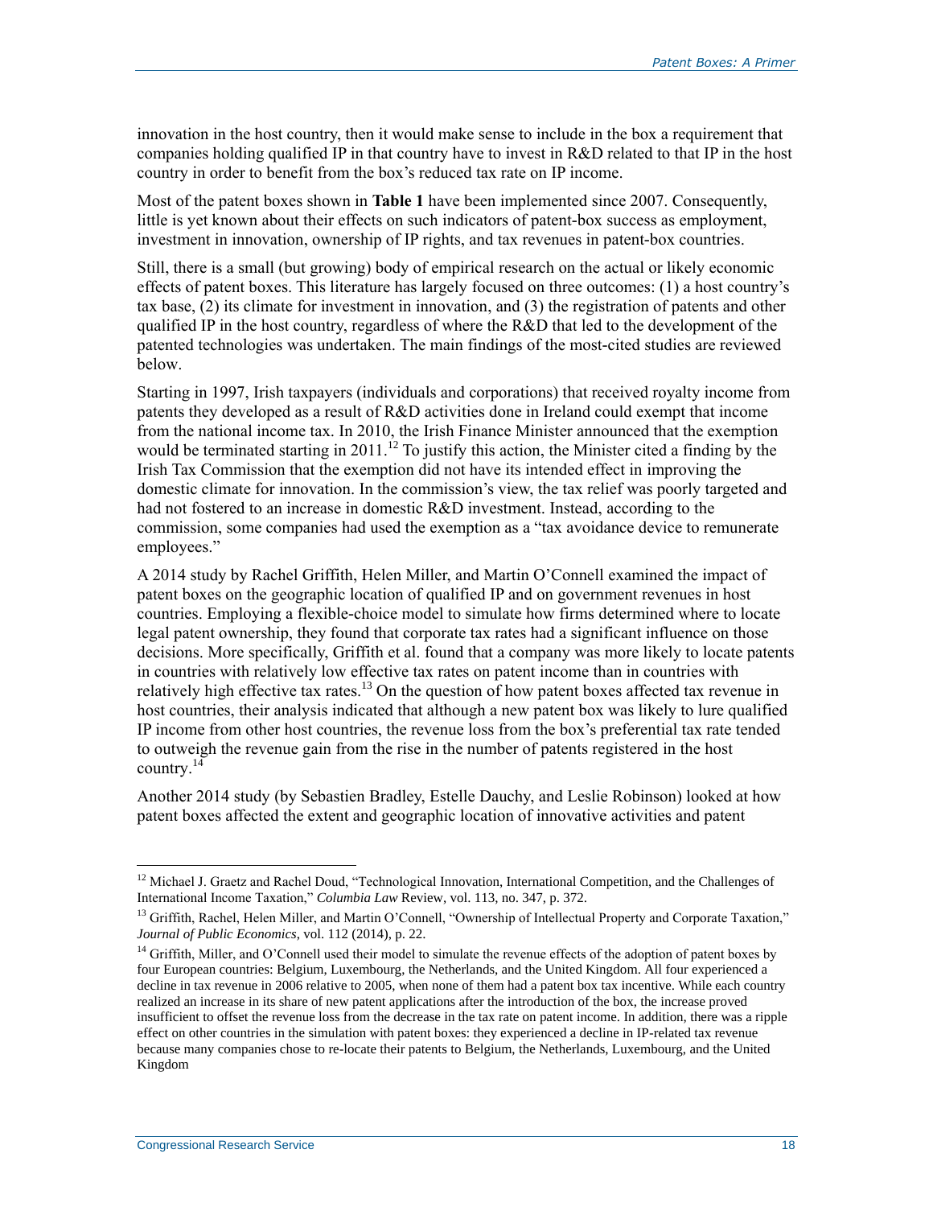innovation in the host country, then it would make sense to include in the box a requirement that companies holding qualified IP in that country have to invest in R&D related to that IP in the host country in order to benefit from the box's reduced tax rate on IP income.

Most of the patent boxes shown in **Table 1** have been implemented since 2007. Consequently, little is yet known about their effects on such indicators of patent-box success as employment, investment in innovation, ownership of IP rights, and tax revenues in patent-box countries.

Still, there is a small (but growing) body of empirical research on the actual or likely economic effects of patent boxes. This literature has largely focused on three outcomes: (1) a host country's tax base, (2) its climate for investment in innovation, and (3) the registration of patents and other qualified IP in the host country, regardless of where the R&D that led to the development of the patented technologies was undertaken. The main findings of the most-cited studies are reviewed below.

Starting in 1997, Irish taxpayers (individuals and corporations) that received royalty income from patents they developed as a result of R&D activities done in Ireland could exempt that income from the national income tax. In 2010, the Irish Finance Minister announced that the exemption would be terminated starting in 2011.[12] To justify this action, the Minister cited a finding by the Irish Tax Commission that the exemption did not have its intended effect in improving the domestic climate for innovation. In the commission's view, the tax relief was poorly targeted and had not fostered to an increase in domestic R&D investment. Instead, according to the commission, some companies had used the exemption as a "tax avoidance device to remunerate employees."

A 2014 study by Rachel Griffith, Helen Miller, and Martin O'Connell examined the impact of patent boxes on the geographic location of qualified IP and on government revenues in host countries. Employing a flexible-choice model to simulate how firms determined where to locate legal patent ownership, they found that corporate tax rates had a significant influence on those decisions. More specifically, Griffith et al. found that a company was more likely to locate patents in countries with relatively low effective tax rates on patent income than in countries with relatively high effective tax rates.[13] On the question of how patent boxes affected tax revenue in host countries, their analysis indicated that although a new patent box was likely to lure qualified IP income from other host countries, the revenue loss from the box's preferential tax rate tended to outweigh the revenue gain from the rise in the number of patents registered in the host country.[14]

Another 2014 study (by Sebastien Bradley, Estelle Dauchy, and Leslie Robinson) looked at how patent boxes affected the extent and geographic location of innovative activities and patent

---

[12] Michael J. Graetz and Rachel Doud, "Technological Innovation, International Competition, and the Challenges of International Income Taxation," *Columbia Law* Review, vol. 113, no. 347, p. 372.

[13] Griffith, Rachel, Helen Miller, and Martin O'Connell, "Ownership of Intellectual Property and Corporate Taxation," *Journal of Public Economics*, vol. 112 (2014), p. 22.

[14] Griffith, Miller, and O'Connell used their model to simulate the revenue effects of the adoption of patent boxes by four European countries: Belgium, Luxembourg, the Netherlands, and the United Kingdom. All four experienced a decline in tax revenue in 2006 relative to 2005, when none of them had a patent box tax incentive. While each country realized an increase in its share of new patent applications after the introduction of the box, the increase proved insufficient to offset the revenue loss from the decrease in the tax rate on patent income. In addition, there was a ripple effect on other countries in the simulation with patent boxes: they experienced a decline in IP-related tax revenue because many companies chose to re-locate their patents to Belgium, the Netherlands, Luxembourg, and the United Kingdom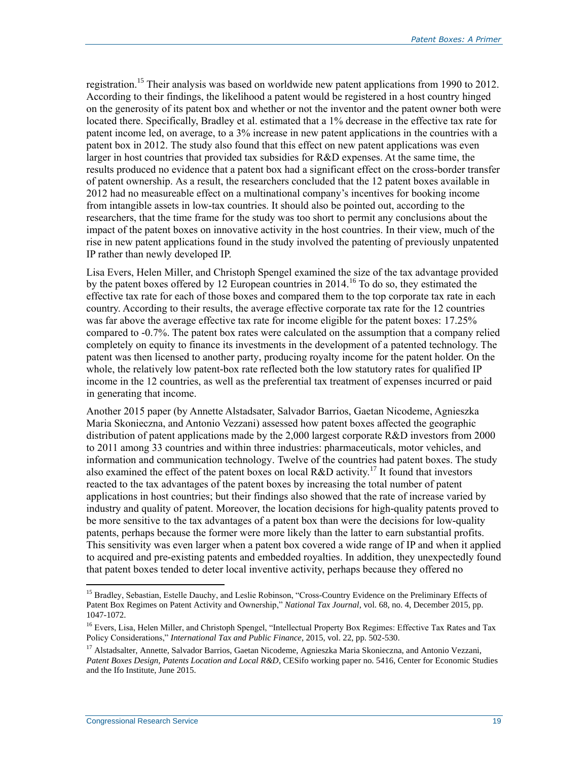registration.[15] Their analysis was based on worldwide new patent applications from 1990 to 2012. According to their findings, the likelihood a patent would be registered in a host country hinged on the generosity of its patent box and whether or not the inventor and the patent owner both were located there. Specifically, Bradley et al. estimated that a 1% decrease in the effective tax rate for patent income led, on average, to a 3% increase in new patent applications in the countries with a patent box in 2012. The study also found that this effect on new patent applications was even larger in host countries that provided tax subsidies for R&D expenses. At the same time, the results produced no evidence that a patent box had a significant effect on the cross-border transfer of patent ownership. As a result, the researchers concluded that the 12 patent boxes available in 2012 had no measureable effect on a multinational company's incentives for booking income from intangible assets in low-tax countries. It should also be pointed out, according to the researchers, that the time frame for the study was too short to permit any conclusions about the impact of the patent boxes on innovative activity in the host countries. In their view, much of the rise in new patent applications found in the study involved the patenting of previously unpatented IP rather than newly developed IP.

Lisa Evers, Helen Miller, and Christoph Spengel examined the size of the tax advantage provided by the patent boxes offered by 12 European countries in 2014.[16] To do so, they estimated the effective tax rate for each of those boxes and compared them to the top corporate tax rate in each country. According to their results, the average effective corporate tax rate for the 12 countries was far above the average effective tax rate for income eligible for the patent boxes: 17.25% compared to -0.7%. The patent box rates were calculated on the assumption that a company relied completely on equity to finance its investments in the development of a patented technology. The patent was then licensed to another party, producing royalty income for the patent holder. On the whole, the relatively low patent-box rate reflected both the low statutory rates for qualified IP income in the 12 countries, as well as the preferential tax treatment of expenses incurred or paid in generating that income.

Another 2015 paper (by Annette Alstadsater, Salvador Barrios, Gaetan Nicodeme, Agnieszka Maria Skonieczna, and Antonio Vezzani) assessed how patent boxes affected the geographic distribution of patent applications made by the 2,000 largest corporate R&D investors from 2000 to 2011 among 33 countries and within three industries: pharmaceuticals, motor vehicles, and information and communication technology. Twelve of the countries had patent boxes. The study also examined the effect of the patent boxes on local R&D activity.[17] It found that investors reacted to the tax advantages of the patent boxes by increasing the total number of patent applications in host countries; but their findings also showed that the rate of increase varied by industry and quality of patent. Moreover, the location decisions for high-quality patents proved to be more sensitive to the tax advantages of a patent box than were the decisions for low-quality patents, perhaps because the former were more likely than the latter to earn substantial profits. This sensitivity was even larger when a patent box covered a wide range of IP and when it applied to acquired and pre-existing patents and embedded royalties. In addition, they unexpectedly found that patent boxes tended to deter local inventive activity, perhaps because they offered no

[15] Bradley, Sebastian, Estelle Dauchy, and Leslie Robinson, "Cross-Country Evidence on the Preliminary Effects of Patent Box Regimes on Patent Activity and Ownership," *National Tax Journal*, vol. 68, no. 4, December 2015, pp. 1047-1072.

[16] Evers, Lisa, Helen Miller, and Christoph Spengel, "Intellectual Property Box Regimes: Effective Tax Rates and Tax Policy Considerations," *International Tax and Public Finance*, 2015, vol. 22, pp. 502-530.

[17] Alstadsalter, Annette, Salvador Barrios, Gaetan Nicodeme, Agnieszka Maria Skonieczna, and Antonio Vezzani, *Patent Boxes Design, Patents Location and Local R&D*, CESifo working paper no. 5416, Center for Economic Studies and the Ifo Institute, June 2015.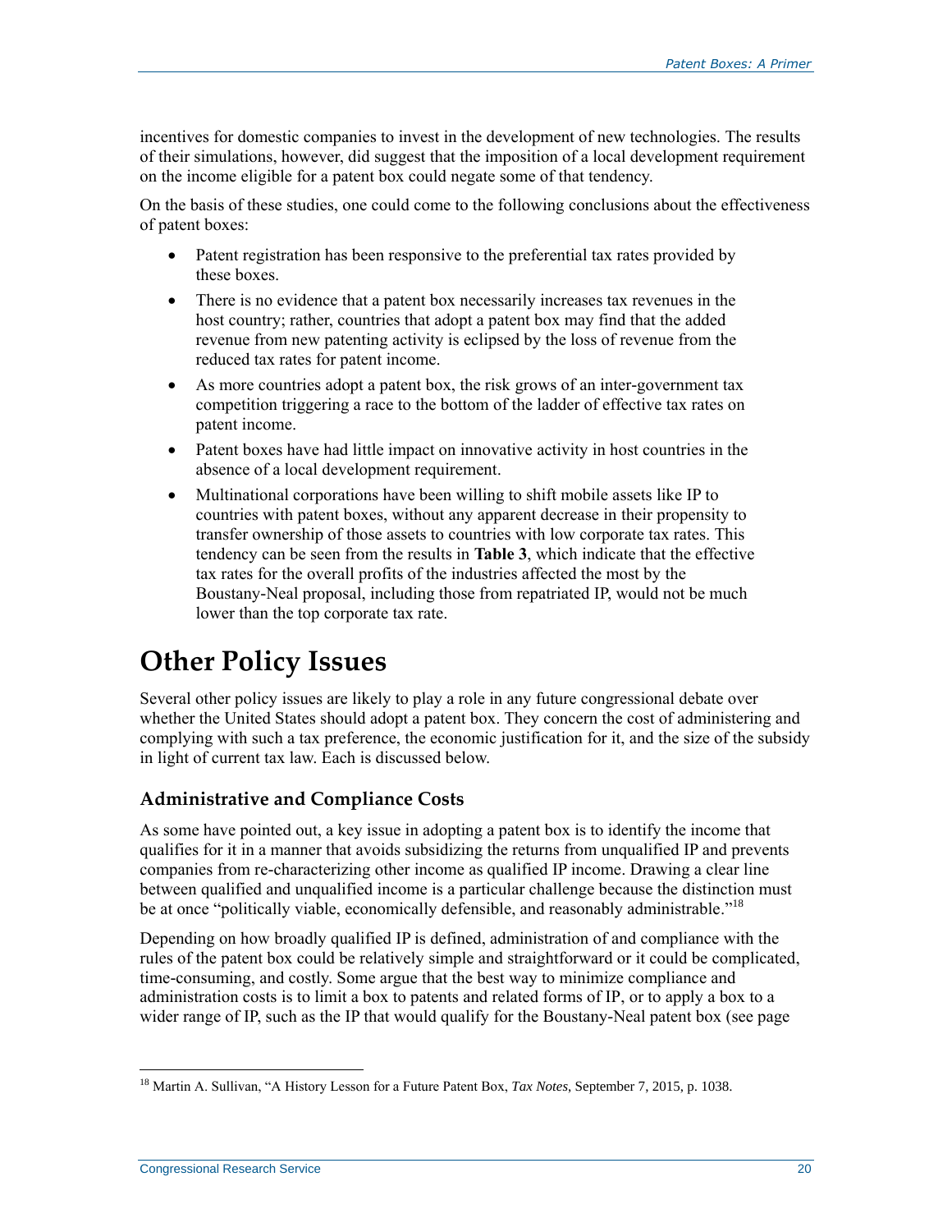incentives for domestic companies to invest in the development of new technologies. The results of their simulations, however, did suggest that the imposition of a local development requirement on the income eligible for a patent box could negate some of that tendency.

On the basis of these studies, one could come to the following conclusions about the effectiveness of patent boxes:

- Patent registration has been responsive to the preferential tax rates provided by these boxes.
- There is no evidence that a patent box necessarily increases tax revenues in the host country; rather, countries that adopt a patent box may find that the added revenue from new patenting activity is eclipsed by the loss of revenue from the reduced tax rates for patent income.
- As more countries adopt a patent box, the risk grows of an inter-government tax competition triggering a race to the bottom of the ladder of effective tax rates on patent income.
- Patent boxes have had little impact on innovative activity in host countries in the absence of a local development requirement.
- Multinational corporations have been willing to shift mobile assets like IP to countries with patent boxes, without any apparent decrease in their propensity to transfer ownership of those assets to countries with low corporate tax rates. This tendency can be seen from the results in **Table 3**, which indicate that the effective tax rates for the overall profits of the industries affected the most by the Boustany-Neal proposal, including those from repatriated IP, would not be much lower than the top corporate tax rate.

# Other Policy Issues

Several other policy issues are likely to play a role in any future congressional debate over whether the United States should adopt a patent box. They concern the cost of administering and complying with such a tax preference, the economic justification for it, and the size of the subsidy in light of current tax law. Each is discussed below.

## Administrative and Compliance Costs

As some have pointed out, a key issue in adopting a patent box is to identify the income that qualifies for it in a manner that avoids subsidizing the returns from unqualified IP and prevents companies from re-characterizing other income as qualified IP income. Drawing a clear line between qualified and unqualified income is a particular challenge because the distinction must be at once "politically viable, economically defensible, and reasonably administrable."[18]

Depending on how broadly qualified IP is defined, administration of and compliance with the rules of the patent box could be relatively simple and straightforward or it could be complicated, time-consuming, and costly. Some argue that the best way to minimize compliance and administration costs is to limit a box to patents and related forms of IP, or to apply a box to a wider range of IP, such as the IP that would qualify for the Boustany-Neal patent box (see page

[18] Martin A. Sullivan, "A History Lesson for a Future Patent Box, *Tax Notes*, September 7, 2015, p. 1038.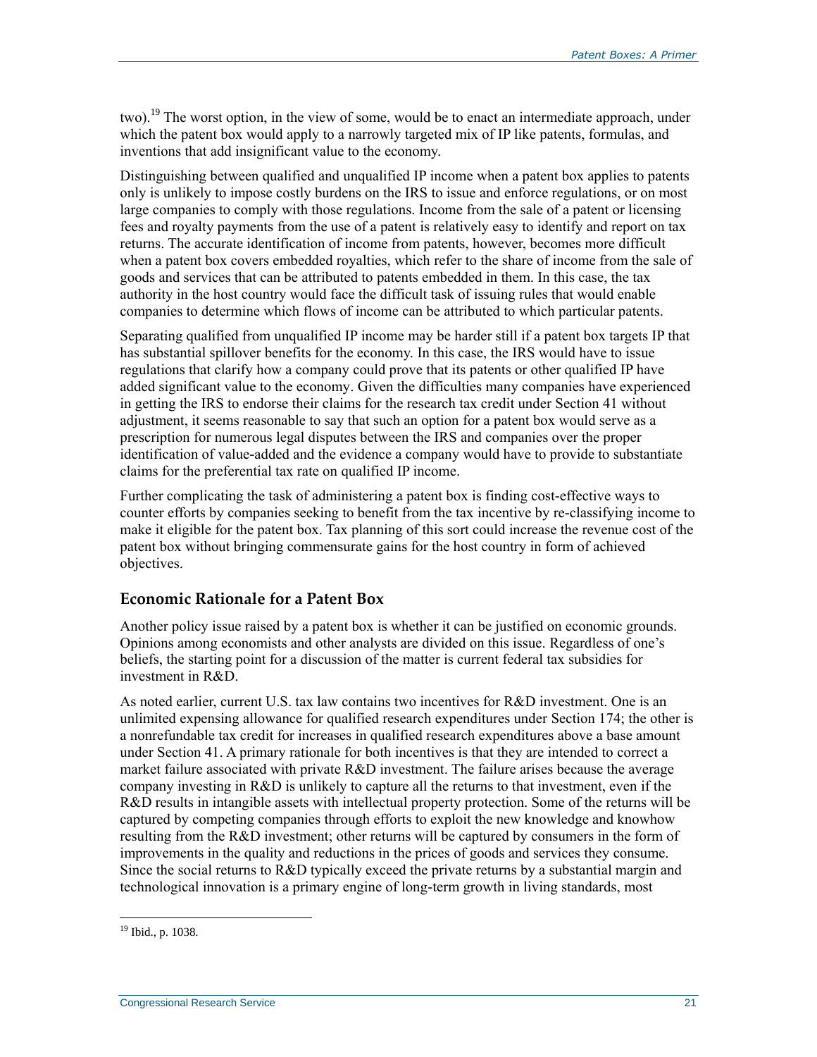two).[19] The worst option, in the view of some, would be to enact an intermediate approach, under which the patent box would apply to a narrowly targeted mix of IP like patents, formulas, and inventions that add insignificant value to the economy.

Distinguishing between qualified and unqualified IP income when a patent box applies to patents only is unlikely to impose costly burdens on the IRS to issue and enforce regulations, or on most large companies to comply with those regulations. Income from the sale of a patent or licensing fees and royalty payments from the use of a patent is relatively easy to identify and report on tax returns. The accurate identification of income from patents, however, becomes more difficult when a patent box covers embedded royalties, which refer to the share of income from the sale of goods and services that can be attributed to patents embedded in them. In this case, the tax authority in the host country would face the difficult task of issuing rules that would enable companies to determine which flows of income can be attributed to which particular patents.

Separating qualified from unqualified IP income may be harder still if a patent box targets IP that has substantial spillover benefits for the economy. In this case, the IRS would have to issue regulations that clarify how a company could prove that its patents or other qualified IP have added significant value to the economy. Given the difficulties many companies have experienced in getting the IRS to endorse their claims for the research tax credit under Section 41 without adjustment, it seems reasonable to say that such an option for a patent box would serve as a prescription for numerous legal disputes between the IRS and companies over the proper identification of value-added and the evidence a company would have to provide to substantiate claims for the preferential tax rate on qualified IP income.

Further complicating the task of administering a patent box is finding cost-effective ways to counter efforts by companies seeking to benefit from the tax incentive by re-classifying income to make it eligible for the patent box. Tax planning of this sort could increase the revenue cost of the patent box without bringing commensurate gains for the host country in form of achieved objectives.

## Economic Rationale for a Patent Box

Another policy issue raised by a patent box is whether it can be justified on economic grounds. Opinions among economists and other analysts are divided on this issue. Regardless of one's beliefs, the starting point for a discussion of the matter is current federal tax subsidies for investment in R&D.

As noted earlier, current U.S. tax law contains two incentives for R&D investment. One is an unlimited expensing allowance for qualified research expenditures under Section 174; the other is a nonrefundable tax credit for increases in qualified research expenditures above a base amount under Section 41. A primary rationale for both incentives is that they are intended to correct a market failure associated with private R&D investment. The failure arises because the average company investing in R&D is unlikely to capture all the returns to that investment, even if the R&D results in intangible assets with intellectual property protection. Some of the returns will be captured by competing companies through efforts to exploit the new knowledge and knowhow resulting from the R&D investment; other returns will be captured by consumers in the form of improvements in the quality and reductions in the prices of goods and services they consume. Since the social returns to R&D typically exceed the private returns by a substantial margin and technological innovation is a primary engine of long-term growth in living standards, most

[19] Ibid., p. 1038.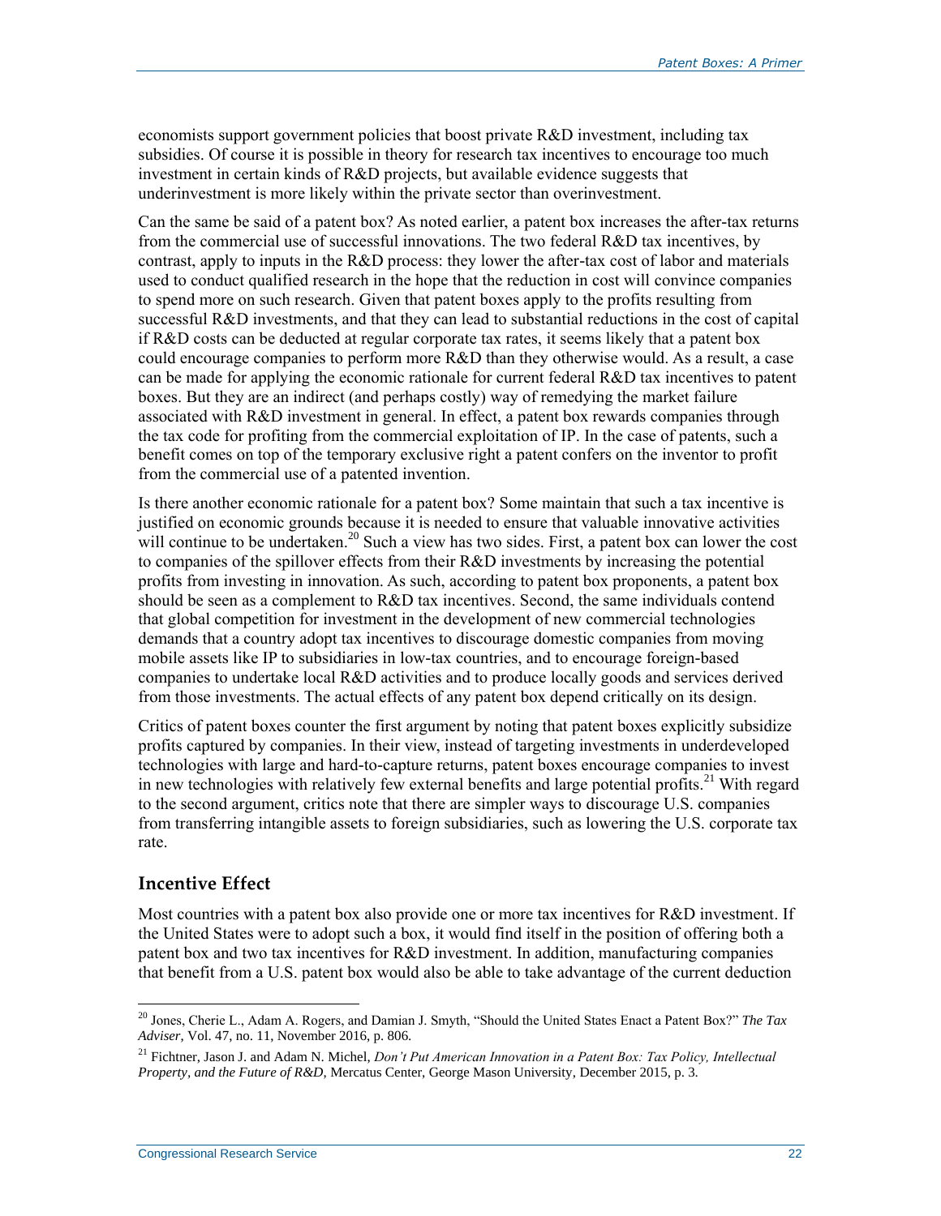economists support government policies that boost private R&D investment, including tax subsidies. Of course it is possible in theory for research tax incentives to encourage too much investment in certain kinds of R&D projects, but available evidence suggests that underinvestment is more likely within the private sector than overinvestment.

Can the same be said of a patent box? As noted earlier, a patent box increases the after-tax returns from the commercial use of successful innovations. The two federal R&D tax incentives, by contrast, apply to inputs in the R&D process: they lower the after-tax cost of labor and materials used to conduct qualified research in the hope that the reduction in cost will convince companies to spend more on such research. Given that patent boxes apply to the profits resulting from successful R&D investments, and that they can lead to substantial reductions in the cost of capital if R&D costs can be deducted at regular corporate tax rates, it seems likely that a patent box could encourage companies to perform more R&D than they otherwise would. As a result, a case can be made for applying the economic rationale for current federal R&D tax incentives to patent boxes. But they are an indirect (and perhaps costly) way of remedying the market failure associated with R&D investment in general. In effect, a patent box rewards companies through the tax code for profiting from the commercial exploitation of IP. In the case of patents, such a benefit comes on top of the temporary exclusive right a patent confers on the inventor to profit from the commercial use of a patented invention.

Is there another economic rationale for a patent box? Some maintain that such a tax incentive is justified on economic grounds because it is needed to ensure that valuable innovative activities will continue to be undertaken.[20] Such a view has two sides. First, a patent box can lower the cost to companies of the spillover effects from their R&D investments by increasing the potential profits from investing in innovation. As such, according to patent box proponents, a patent box should be seen as a complement to R&D tax incentives. Second, the same individuals contend that global competition for investment in the development of new commercial technologies demands that a country adopt tax incentives to discourage domestic companies from moving mobile assets like IP to subsidiaries in low-tax countries, and to encourage foreign-based companies to undertake local R&D activities and to produce locally goods and services derived from those investments. The actual effects of any patent box depend critically on its design.

Critics of patent boxes counter the first argument by noting that patent boxes explicitly subsidize profits captured by companies. In their view, instead of targeting investments in underdeveloped technologies with large and hard-to-capture returns, patent boxes encourage companies to invest in new technologies with relatively few external benefits and large potential profits.[21] With regard to the second argument, critics note that there are simpler ways to discourage U.S. companies from transferring intangible assets to foreign subsidiaries, such as lowering the U.S. corporate tax rate.

## Incentive Effect

Most countries with a patent box also provide one or more tax incentives for R&D investment. If the United States were to adopt such a box, it would find itself in the position of offering both a patent box and two tax incentives for R&D investment. In addition, manufacturing companies that benefit from a U.S. patent box would also be able to take advantage of the current deduction

---

[20] Jones, Cherie L., Adam A. Rogers, and Damian J. Smyth, "Should the United States Enact a Patent Box?" *The Tax Adviser*, Vol. 47, no. 11, November 2016, p. 806.

[21] Fichtner, Jason J. and Adam N. Michel, *Don't Put American Innovation in a Patent Box: Tax Policy, Intellectual Property, and the Future of R&D*, Mercatus Center, George Mason University, December 2015, p. 3.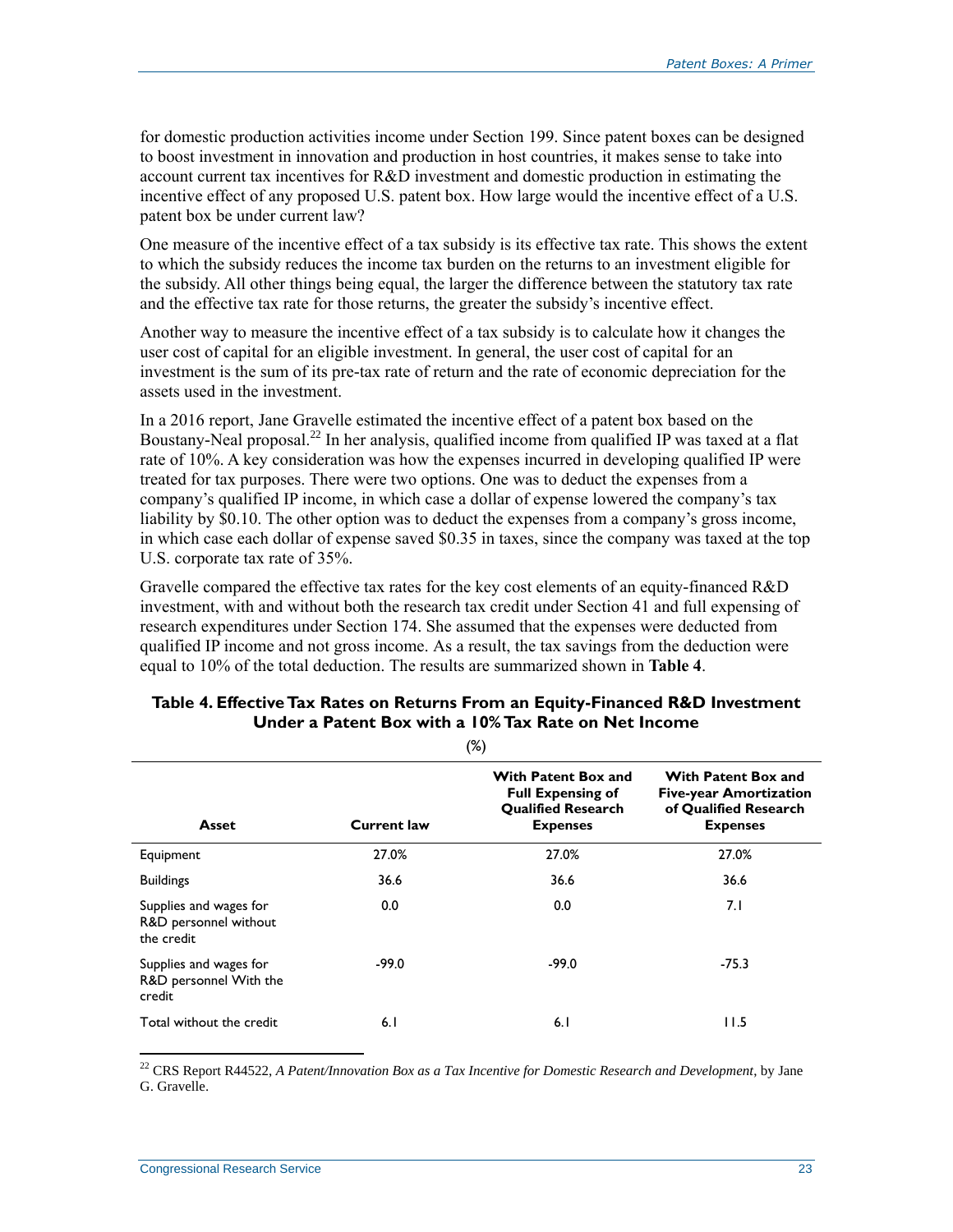for domestic production activities income under Section 199. Since patent boxes can be designed to boost investment in innovation and production in host countries, it makes sense to take into account current tax incentives for R&D investment and domestic production in estimating the incentive effect of any proposed U.S. patent box. How large would the incentive effect of a U.S. patent box be under current law?

One measure of the incentive effect of a tax subsidy is its effective tax rate. This shows the extent to which the subsidy reduces the income tax burden on the returns to an investment eligible for the subsidy. All other things being equal, the larger the difference between the statutory tax rate and the effective tax rate for those returns, the greater the subsidy's incentive effect.

Another way to measure the incentive effect of a tax subsidy is to calculate how it changes the user cost of capital for an eligible investment. In general, the user cost of capital for an investment is the sum of its pre-tax rate of return and the rate of economic depreciation for the assets used in the investment.

In a 2016 report, Jane Gravelle estimated the incentive effect of a patent box based on the Boustany-Neal proposal.[22] In her analysis, qualified income from qualified IP was taxed at a flat rate of 10%. A key consideration was how the expenses incurred in developing qualified IP were treated for tax purposes. There were two options. One was to deduct the expenses from a company's qualified IP income, in which case a dollar of expense lowered the company's tax liability by $0.10. The other option was to deduct the expenses from a company's gross income, in which case each dollar of expense saved $0.35 in taxes, since the company was taxed at the top U.S. corporate tax rate of 35%.

Gravelle compared the effective tax rates for the key cost elements of an equity-financed R&D investment, with and without both the research tax credit under Section 41 and full expensing of research expenditures under Section 174. She assumed that the expenses were deducted from qualified IP income and not gross income. As a result, the tax savings from the deduction were equal to 10% of the total deduction. The results are summarized shown in **Table 4**.

**Table 4. Effective Tax Rates on Returns From an Equity-Financed R&D Investment Under a Patent Box with a 10% Tax Rate on Net Income**

(%)

| Asset | Current law | With Patent Box and Full Expensing of Qualified Research Expenses | With Patent Box and Five-year Amortization of Qualified Research Expenses |
|---|---|---|---|
| Equipment | 27.0% | 27.0% | 27.0% |
| Buildings | 36.6 | 36.6 | 36.6 |
| Supplies and wages for R&D personnel without the credit | 0.0 | 0.0 | 7.1 |
| Supplies and wages for R&D personnel With the credit | -99.0 | -99.0 | -75.3 |
| Total without the credit | 6.1 | 6.1 | 11.5 |

[22] CRS Report R44522, *A Patent/Innovation Box as a Tax Incentive for Domestic Research and Development*, by Jane G. Gravelle.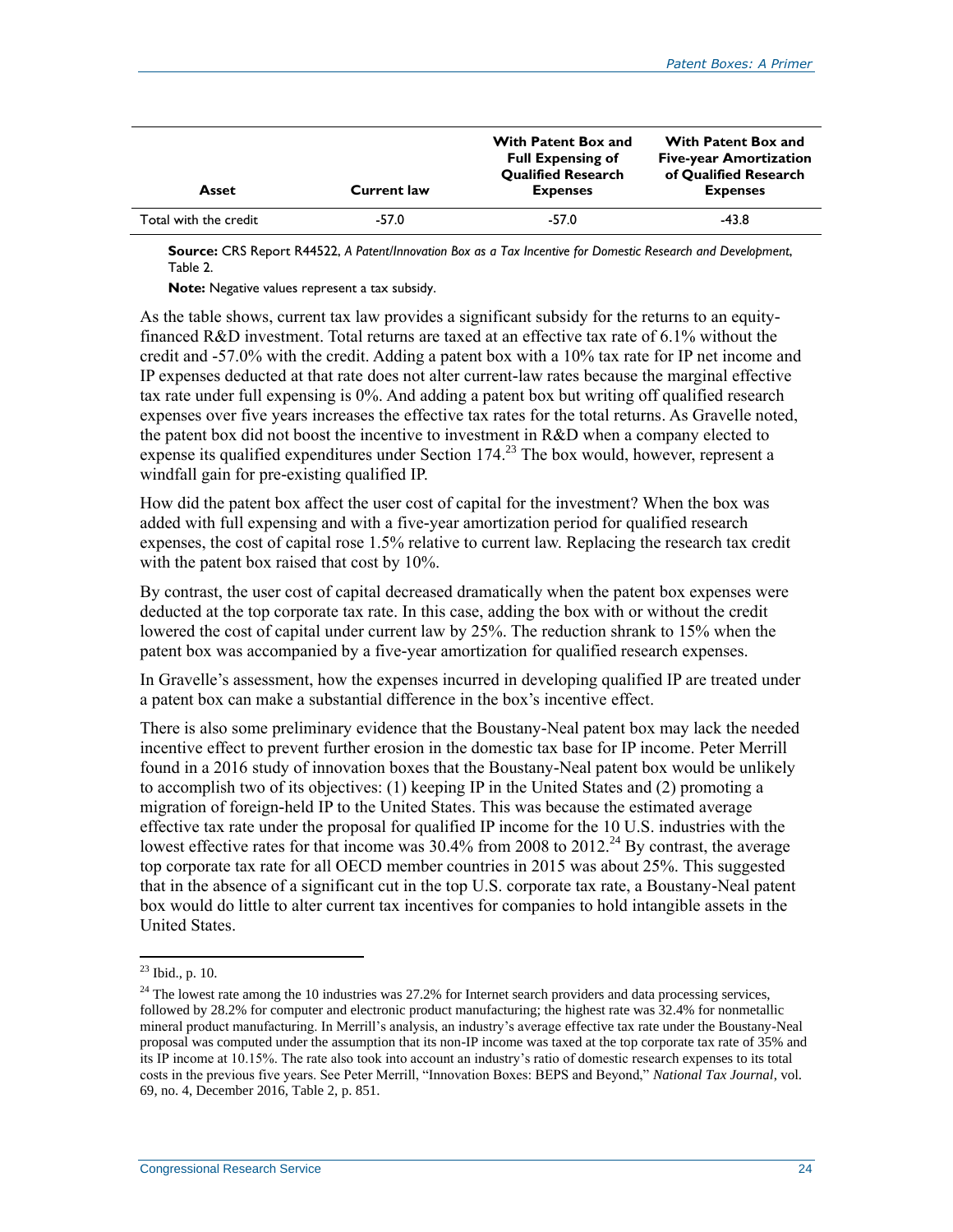| Asset | Current law | With Patent Box and Full Expensing of Qualified Research Expenses | With Patent Box and Five-year Amortization of Qualified Research Expenses |
|---|---|---|---|
| Total with the credit | -57.0 | -57.0 | -43.8 |

**Source:** CRS Report R44522, *A Patent/Innovation Box as a Tax Incentive for Domestic Research and Development*, Table 2.

**Note:** Negative values represent a tax subsidy.

As the table shows, current tax law provides a significant subsidy for the returns to an equity-financed R&D investment. Total returns are taxed at an effective tax rate of 6.1% without the credit and -57.0% with the credit. Adding a patent box with a 10% tax rate for IP net income and IP expenses deducted at that rate does not alter current-law rates because the marginal effective tax rate under full expensing is 0%. And adding a patent box but writing off qualified research expenses over five years increases the effective tax rates for the total returns. As Gravelle noted, the patent box did not boost the incentive to investment in R&D when a company elected to expense its qualified expenditures under Section 174.[23] The box would, however, represent a windfall gain for pre-existing qualified IP.

How did the patent box affect the user cost of capital for the investment? When the box was added with full expensing and with a five-year amortization period for qualified research expenses, the cost of capital rose 1.5% relative to current law. Replacing the research tax credit with the patent box raised that cost by 10%.

By contrast, the user cost of capital decreased dramatically when the patent box expenses were deducted at the top corporate tax rate. In this case, adding the box with or without the credit lowered the cost of capital under current law by 25%. The reduction shrank to 15% when the patent box was accompanied by a five-year amortization for qualified research expenses.

In Gravelle's assessment, how the expenses incurred in developing qualified IP are treated under a patent box can make a substantial difference in the box's incentive effect.

There is also some preliminary evidence that the Boustany-Neal patent box may lack the needed incentive effect to prevent further erosion in the domestic tax base for IP income. Peter Merrill found in a 2016 study of innovation boxes that the Boustany-Neal patent box would be unlikely to accomplish two of its objectives: (1) keeping IP in the United States and (2) promoting a migration of foreign-held IP to the United States. This was because the estimated average effective tax rate under the proposal for qualified IP income for the 10 U.S. industries with the lowest effective rates for that income was 30.4% from 2008 to 2012.[24] By contrast, the average top corporate tax rate for all OECD member countries in 2015 was about 25%. This suggested that in the absence of a significant cut in the top U.S. corporate tax rate, a Boustany-Neal patent box would do little to alter current tax incentives for companies to hold intangible assets in the United States.

---

[23] Ibid., p. 10.

[24] The lowest rate among the 10 industries was 27.2% for Internet search providers and data processing services, followed by 28.2% for computer and electronic product manufacturing; the highest rate was 32.4% for nonmetallic mineral product manufacturing. In Merrill's analysis, an industry's average effective tax rate under the Boustany-Neal proposal was computed under the assumption that its non-IP income was taxed at the top corporate tax rate of 35% and its IP income at 10.15%. The rate also took into account an industry's ratio of domestic research expenses to its total costs in the previous five years. See Peter Merrill, "Innovation Boxes: BEPS and Beyond," *National Tax Journal*, vol. 69, no. 4, December 2016, Table 2, p. 851.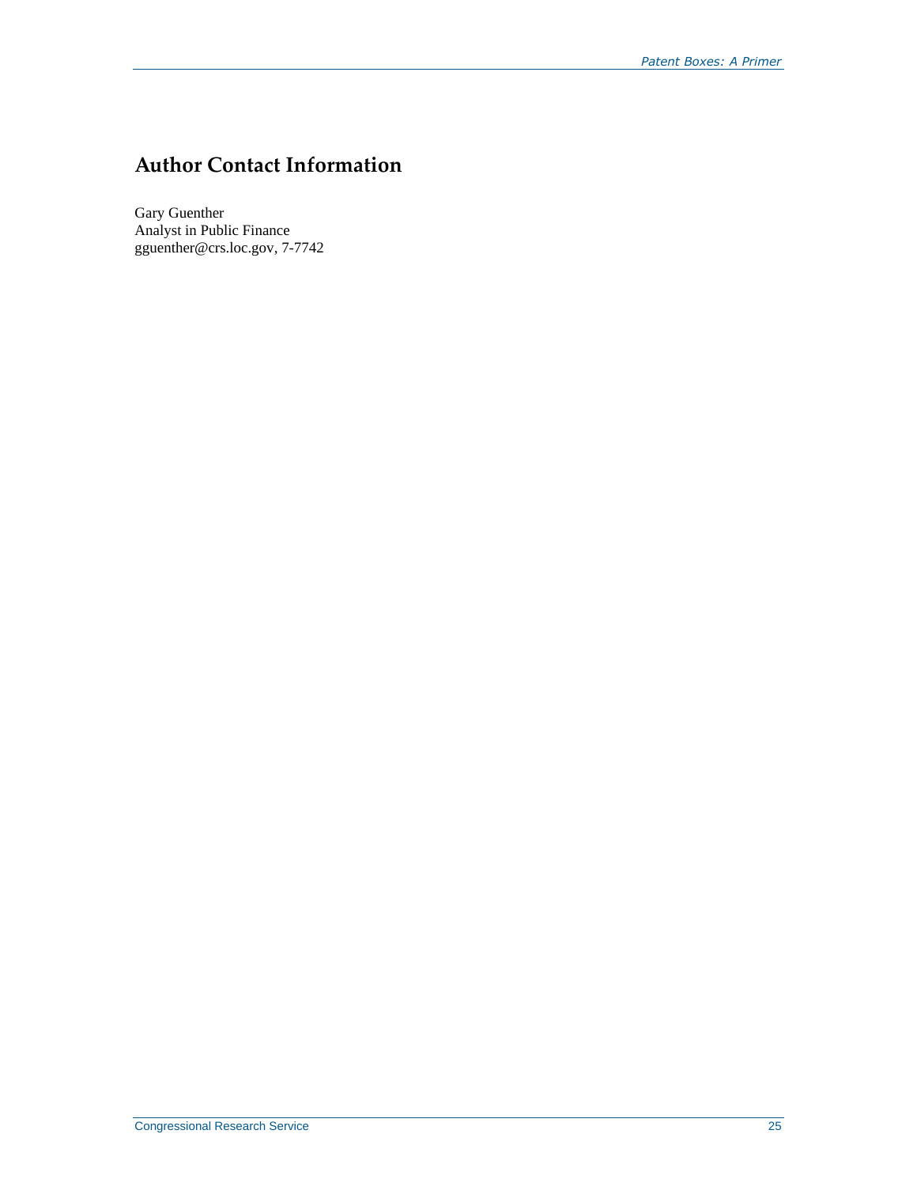## Author Contact Information

Gary Guenther
Analyst in Public Finance
gguenther@crs.loc.gov, 7-7742